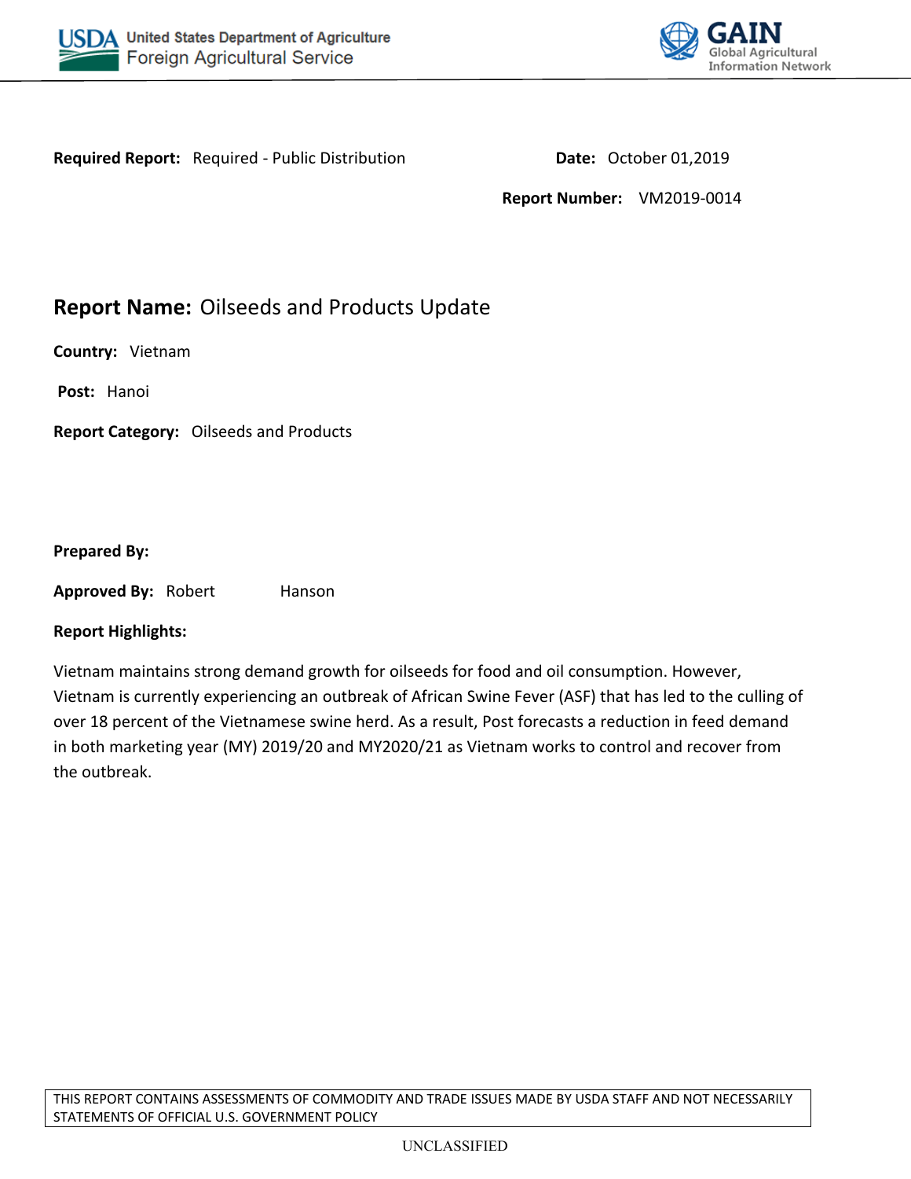USDA United States Department of Agriculture
Foreign Agricultural Service

GAIN Global Agricultural Information Network

**Required Report:** Required - Public Distribution

**Date:** October 01,2019

**Report Number:** VM2019-0014

# **Report Name:** Oilseeds and Products Update

**Country:** Vietnam

**Post:** Hanoi

**Report Category:** Oilseeds and Products

**Prepared By:**

**Approved By:** Robert Hanson

**Report Highlights:**

Vietnam maintains strong demand growth for oilseeds for food and oil consumption. However, Vietnam is currently experiencing an outbreak of African Swine Fever (ASF) that has led to the culling of over 18 percent of the Vietnamese swine herd. As a result, Post forecasts a reduction in feed demand in both marketing year (MY) 2019/20 and MY2020/21 as Vietnam works to control and recover from the outbreak.

THIS REPORT CONTAINS ASSESSMENTS OF COMMODITY AND TRADE ISSUES MADE BY USDA STAFF AND NOT NECESSARILY STATEMENTS OF OFFICIAL U.S. GOVERNMENT POLICY

UNCLASSIFIED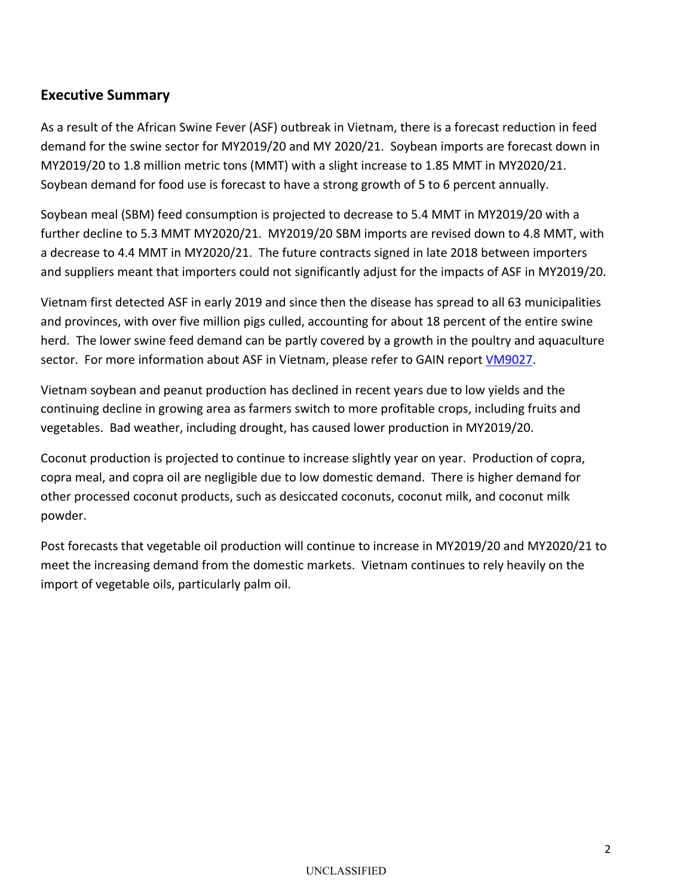## Executive Summary

As a result of the African Swine Fever (ASF) outbreak in Vietnam, there is a forecast reduction in feed demand for the swine sector for MY2019/20 and MY 2020/21. Soybean imports are forecast down in MY2019/20 to 1.8 million metric tons (MMT) with a slight increase to 1.85 MMT in MY2020/21. Soybean demand for food use is forecast to have a strong growth of 5 to 6 percent annually.

Soybean meal (SBM) feed consumption is projected to decrease to 5.4 MMT in MY2019/20 with a further decline to 5.3 MMT MY2020/21. MY2019/20 SBM imports are revised down to 4.8 MMT, with a decrease to 4.4 MMT in MY2020/21. The future contracts signed in late 2018 between importers and suppliers meant that importers could not significantly adjust for the impacts of ASF in MY2019/20.

Vietnam first detected ASF in early 2019 and since then the disease has spread to all 63 municipalities and provinces, with over five million pigs culled, accounting for about 18 percent of the entire swine herd. The lower swine feed demand can be partly covered by a growth in the poultry and aquaculture sector. For more information about ASF in Vietnam, please refer to GAIN report VM9027.

Vietnam soybean and peanut production has declined in recent years due to low yields and the continuing decline in growing area as farmers switch to more profitable crops, including fruits and vegetables. Bad weather, including drought, has caused lower production in MY2019/20.

Coconut production is projected to continue to increase slightly year on year. Production of copra, copra meal, and copra oil are negligible due to low domestic demand. There is higher demand for other processed coconut products, such as desiccated coconuts, coconut milk, and coconut milk powder.

Post forecasts that vegetable oil production will continue to increase in MY2019/20 and MY2020/21 to meet the increasing demand from the domestic markets. Vietnam continues to rely heavily on the import of vegetable oils, particularly palm oil.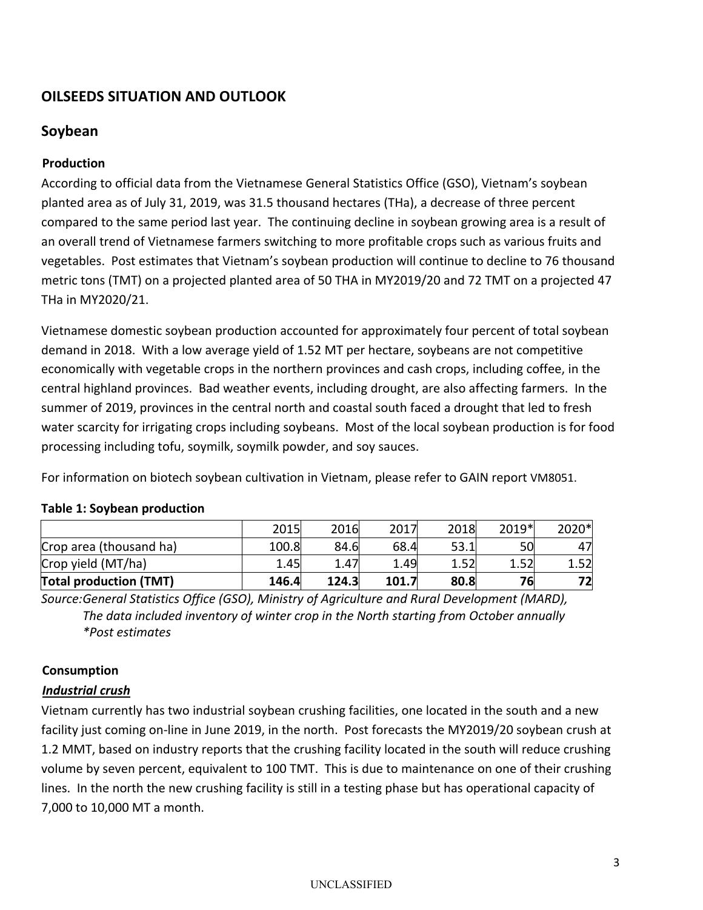## OILSEEDS SITUATION AND OUTLOOK

### Soybean

**Production**

According to official data from the Vietnamese General Statistics Office (GSO), Vietnam's soybean planted area as of July 31, 2019, was 31.5 thousand hectares (THa), a decrease of three percent compared to the same period last year. The continuing decline in soybean growing area is a result of an overall trend of Vietnamese farmers switching to more profitable crops such as various fruits and vegetables. Post estimates that Vietnam's soybean production will continue to decline to 76 thousand metric tons (TMT) on a projected planted area of 50 THA in MY2019/20 and 72 TMT on a projected 47 THa in MY2020/21.

Vietnamese domestic soybean production accounted for approximately four percent of total soybean demand in 2018. With a low average yield of 1.52 MT per hectare, soybeans are not competitive economically with vegetable crops in the northern provinces and cash crops, including coffee, in the central highland provinces. Bad weather events, including drought, are also affecting farmers. In the summer of 2019, provinces in the central north and coastal south faced a drought that led to fresh water scarcity for irrigating crops including soybeans. Most of the local soybean production is for food processing including tofu, soymilk, soymilk powder, and soy sauces.

For information on biotech soybean cultivation in Vietnam, please refer to GAIN report VM8051.

**Table 1: Soybean production**

| | 2015 | 2016 | 2017 | 2018 | 2019* | 2020* |
|---|---|---|---|---|---|---|
| Crop area (thousand ha) | 100.8 | 84.6 | 68.4 | 53.1 | 50 | 47 |
| Crop yield (MT/ha) | 1.45 | 1.47 | 1.49 | 1.52 | 1.52 | 1.52 |
| **Total production (TMT)** | **146.4** | **124.3** | **101.7** | **80.8** | **76** | **72** |

*Source:General Statistics Office (GSO), Ministry of Agriculture and Rural Development (MARD), The data included inventory of winter crop in the North starting from October annually*
*\*Post estimates*

**Consumption**

***Industrial crush***

Vietnam currently has two industrial soybean crushing facilities, one located in the south and a new facility just coming on-line in June 2019, in the north. Post forecasts the MY2019/20 soybean crush at 1.2 MMT, based on industry reports that the crushing facility located in the south will reduce crushing volume by seven percent, equivalent to 100 TMT. This is due to maintenance on one of their crushing lines. In the north the new crushing facility is still in a testing phase but has operational capacity of 7,000 to 10,000 MT a month.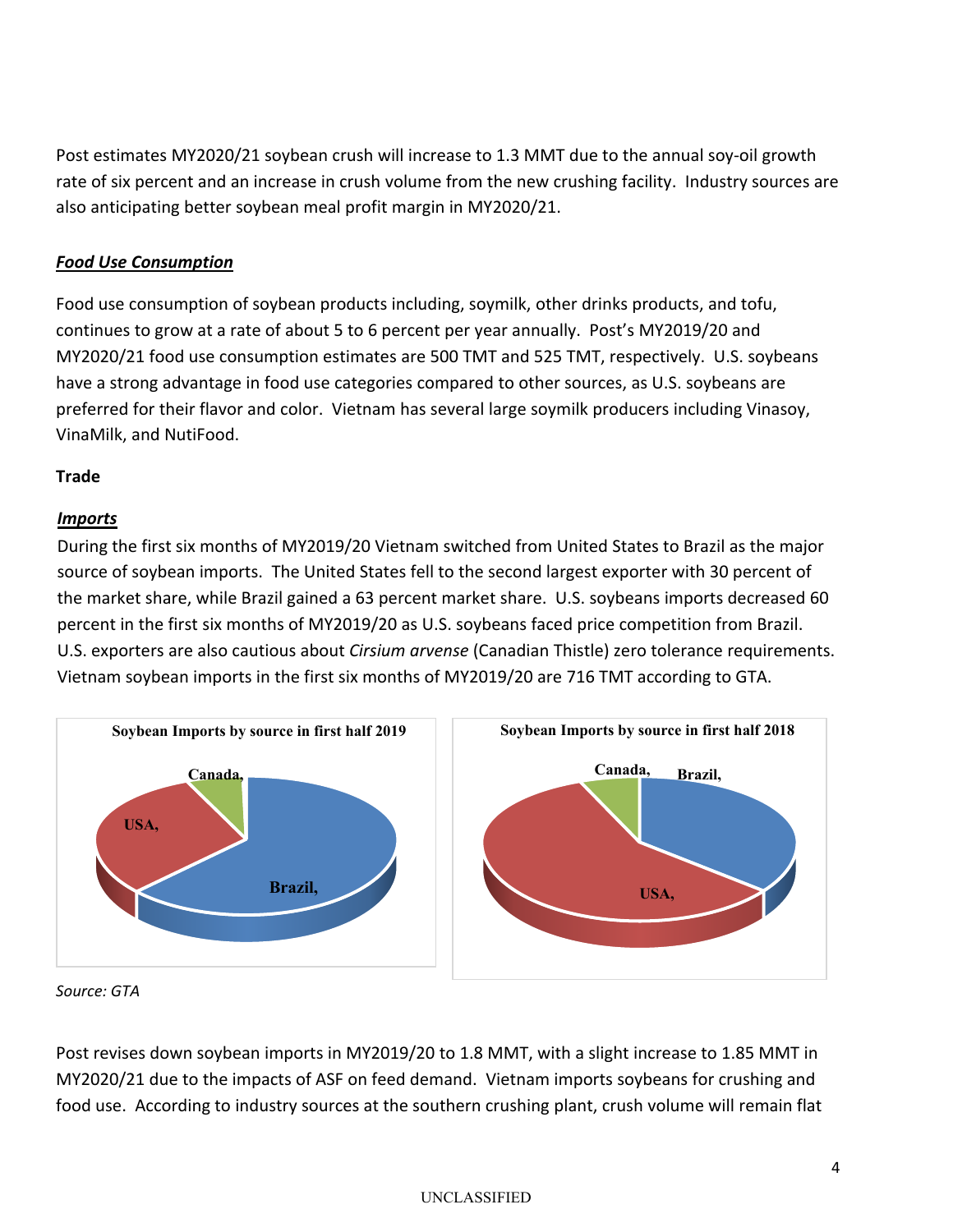Post estimates MY2020/21 soybean crush will increase to 1.3 MMT due to the annual soy-oil growth rate of six percent and an increase in crush volume from the new crushing facility. Industry sources are also anticipating better soybean meal profit margin in MY2020/21.

***Food Use Consumption***

Food use consumption of soybean products including, soymilk, other drinks products, and tofu, continues to grow at a rate of about 5 to 6 percent per year annually. Post's MY2019/20 and MY2020/21 food use consumption estimates are 500 TMT and 525 TMT, respectively. U.S. soybeans have a strong advantage in food use categories compared to other sources, as U.S. soybeans are preferred for their flavor and color. Vietnam has several large soymilk producers including Vinasoy, VinaMilk, and NutiFood.

**Trade**

***Imports***

During the first six months of MY2019/20 Vietnam switched from United States to Brazil as the major source of soybean imports. The United States fell to the second largest exporter with 30 percent of the market share, while Brazil gained a 63 percent market share. U.S. soybeans imports decreased 60 percent in the first six months of MY2019/20 as U.S. soybeans faced price competition from Brazil. U.S. exporters are also cautious about *Cirsium arvense* (Canadian Thistle) zero tolerance requirements. Vietnam soybean imports in the first six months of MY2019/20 are 716 TMT according to GTA.

**Soybean Imports by source in first half 2019**

Canada, USA, Brazil,

**Soybean Imports by source in first half 2018**

Canada, Brazil, USA,

*Source: GTA*

Post revises down soybean imports in MY2019/20 to 1.8 MMT, with a slight increase to 1.85 MMT in MY2020/21 due to the impacts of ASF on feed demand. Vietnam imports soybeans for crushing and food use. According to industry sources at the southern crushing plant, crush volume will remain flat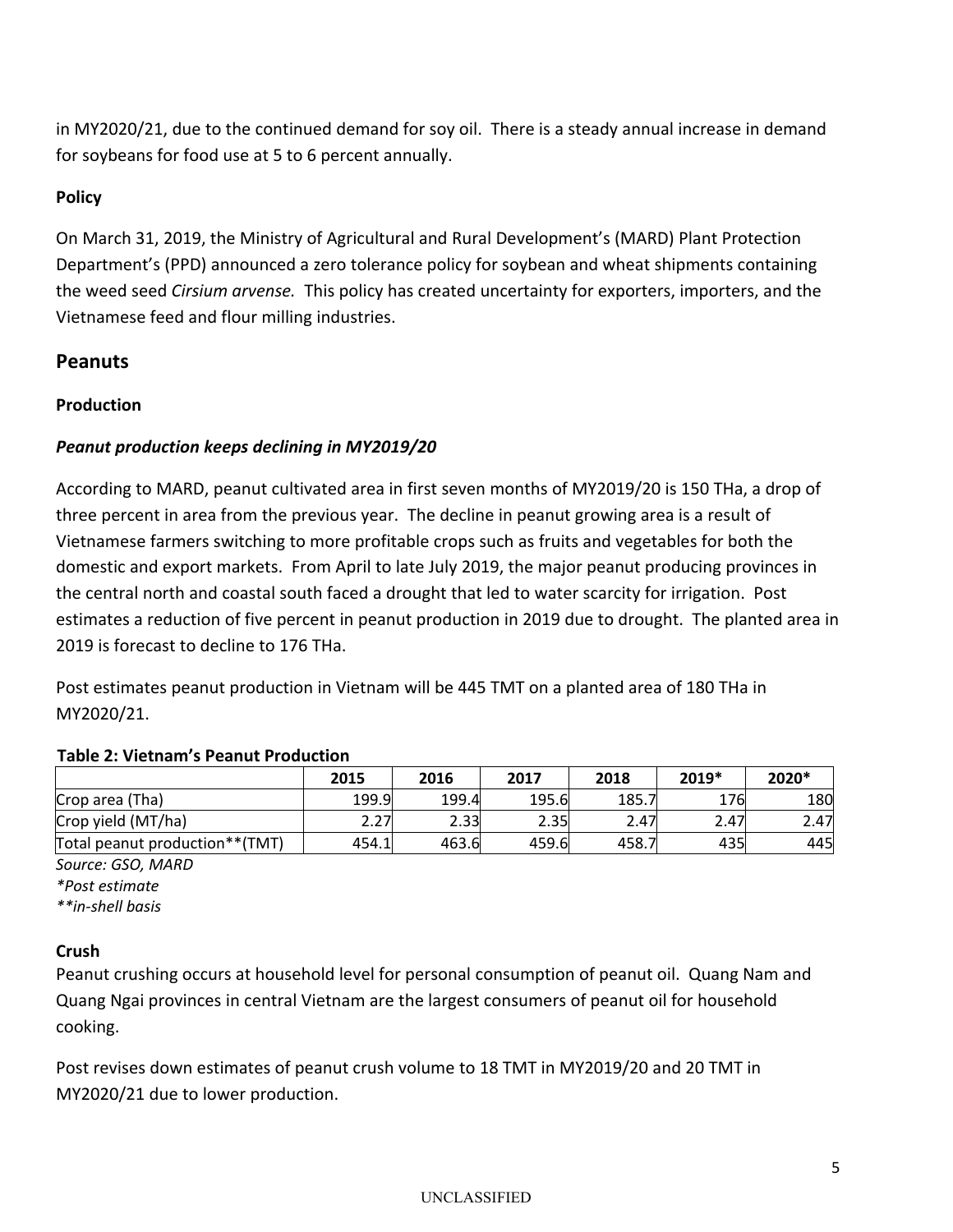in MY2020/21, due to the continued demand for soy oil. There is a steady annual increase in demand for soybeans for food use at 5 to 6 percent annually.

**Policy**

On March 31, 2019, the Ministry of Agricultural and Rural Development's (MARD) Plant Protection Department's (PPD) announced a zero tolerance policy for soybean and wheat shipments containing the weed seed *Cirsium arvense.* This policy has created uncertainty for exporters, importers, and the Vietnamese feed and flour milling industries.

## Peanuts

**Production**

***Peanut production keeps declining in MY2019/20***

According to MARD, peanut cultivated area in first seven months of MY2019/20 is 150 THa, a drop of three percent in area from the previous year. The decline in peanut growing area is a result of Vietnamese farmers switching to more profitable crops such as fruits and vegetables for both the domestic and export markets. From April to late July 2019, the major peanut producing provinces in the central north and coastal south faced a drought that led to water scarcity for irrigation. Post estimates a reduction of five percent in peanut production in 2019 due to drought. The planted area in 2019 is forecast to decline to 176 THa.

Post estimates peanut production in Vietnam will be 445 TMT on a planted area of 180 THa in MY2020/21.

**Table 2: Vietnam's Peanut Production**

| | 2015 | 2016 | 2017 | 2018 | 2019* | 2020* |
|---|---|---|---|---|---|---|
| Crop area (Tha) | 199.9 | 199.4 | 195.6 | 185.7 | 176 | 180 |
| Crop yield (MT/ha) | 2.27 | 2.33 | 2.35 | 2.47 | 2.47 | 2.47 |
| Total peanut production**(TMT) | 454.1 | 463.6 | 459.6 | 458.7 | 435 | 445 |

*Source: GSO, MARD*
*\*Post estimate*
*\*\*in-shell basis*

**Crush**

Peanut crushing occurs at household level for personal consumption of peanut oil. Quang Nam and Quang Ngai provinces in central Vietnam are the largest consumers of peanut oil for household cooking.

Post revises down estimates of peanut crush volume to 18 TMT in MY2019/20 and 20 TMT in MY2020/21 due to lower production.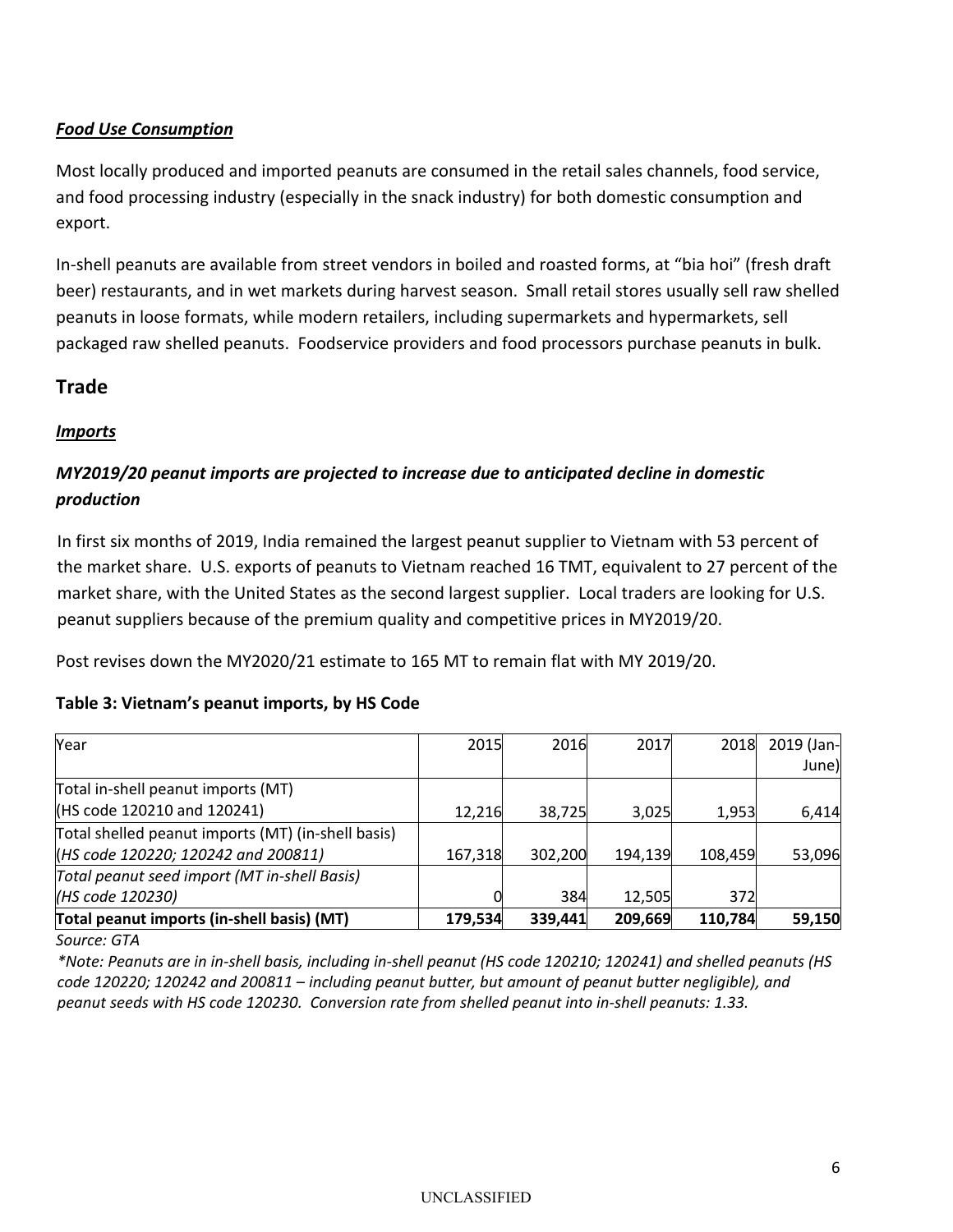### *Food Use Consumption*

Most locally produced and imported peanuts are consumed in the retail sales channels, food service, and food processing industry (especially in the snack industry) for both domestic consumption and export.

In-shell peanuts are available from street vendors in boiled and roasted forms, at "bia hoi" (fresh draft beer) restaurants, and in wet markets during harvest season. Small retail stores usually sell raw shelled peanuts in loose formats, while modern retailers, including supermarkets and hypermarkets, sell packaged raw shelled peanuts. Foodservice providers and food processors purchase peanuts in bulk.

## Trade

### *Imports*

#### *MY2019/20 peanut imports are projected to increase due to anticipated decline in domestic production*

In first six months of 2019, India remained the largest peanut supplier to Vietnam with 53 percent of the market share. U.S. exports of peanuts to Vietnam reached 16 TMT, equivalent to 27 percent of the market share, with the United States as the second largest supplier. Local traders are looking for U.S. peanut suppliers because of the premium quality and competitive prices in MY2019/20.

Post revises down the MY2020/21 estimate to 165 MT to remain flat with MY 2019/20.

**Table 3: Vietnam's peanut imports, by HS Code**

| Year | 2015 | 2016 | 2017 | 2018 | 2019 (Jan-June) |
|---|---|---|---|---|---|
| Total in-shell peanut imports (MT) (HS code 120210 and 120241) | 12,216 | 38,725 | 3,025 | 1,953 | 6,414 |
| Total shelled peanut imports (MT) (in-shell basis) (*HS code 120220; 120242 and 200811)* | 167,318 | 302,200 | 194,139 | 108,459 | 53,096 |
| *Total peanut seed import (MT in-shell Basis) (HS code 120230)* | 0 | 384 | 12,505 | 372 | |
| **Total peanut imports (in-shell basis) (MT)** | **179,534** | **339,441** | **209,669** | **110,784** | **59,150** |

*Source: GTA*

*\*Note: Peanuts are in in-shell basis, including in-shell peanut (HS code 120210; 120241) and shelled peanuts (HS code 120220; 120242 and 200811 – including peanut butter, but amount of peanut butter negligible), and peanut seeds with HS code 120230. Conversion rate from shelled peanut into in-shell peanuts: 1.33.*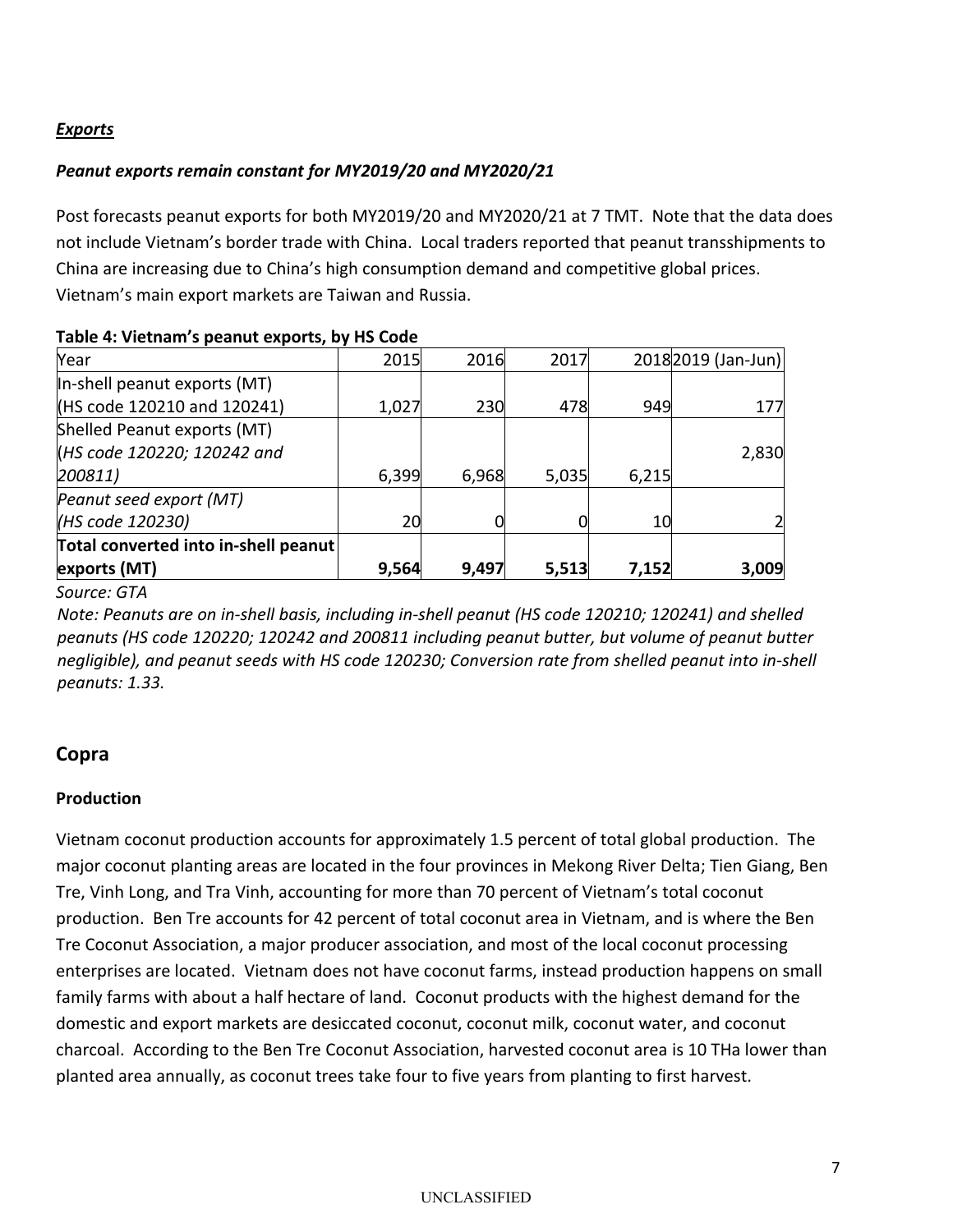### *Exports*

***Peanut exports remain constant for MY2019/20 and MY2020/21***

Post forecasts peanut exports for both MY2019/20 and MY2020/21 at 7 TMT. Note that the data does not include Vietnam's border trade with China. Local traders reported that peanut transshipments to China are increasing due to China's high consumption demand and competitive global prices. Vietnam's main export markets are Taiwan and Russia.

**Table 4: Vietnam's peanut exports, by HS Code**

| Year | 2015 | 2016 | 2017 | 2018 | 2019 (Jan-Jun) |
|---|---|---|---|---|---|
| In-shell peanut exports (MT) (HS code 120210 and 120241) | 1,027 | 230 | 478 | 949 | 177 |
| Shelled Peanut exports (MT) (*HS code 120220; 120242 and 200811*) | 6,399 | 6,968 | 5,035 | 6,215 | 2,830 |
| *Peanut seed export (MT) (HS code 120230)* | 20 | 0 | 0 | 10 | 2 |
| **Total converted into in-shell peanut exports (MT)** | **9,564** | **9,497** | **5,513** | **7,152** | **3,009** |

*Source: GTA*

*Note: Peanuts are on in-shell basis, including in-shell peanut (HS code 120210; 120241) and shelled peanuts (HS code 120220; 120242 and 200811 including peanut butter, but volume of peanut butter negligible), and peanut seeds with HS code 120230; Conversion rate from shelled peanut into in-shell peanuts: 1.33.*

## Copra

### Production

Vietnam coconut production accounts for approximately 1.5 percent of total global production. The major coconut planting areas are located in the four provinces in Mekong River Delta; Tien Giang, Ben Tre, Vinh Long, and Tra Vinh, accounting for more than 70 percent of Vietnam's total coconut production. Ben Tre accounts for 42 percent of total coconut area in Vietnam, and is where the Ben Tre Coconut Association, a major producer association, and most of the local coconut processing enterprises are located. Vietnam does not have coconut farms, instead production happens on small family farms with about a half hectare of land. Coconut products with the highest demand for the domestic and export markets are desiccated coconut, coconut milk, coconut water, and coconut charcoal. According to the Ben Tre Coconut Association, harvested coconut area is 10 THa lower than planted area annually, as coconut trees take four to five years from planting to first harvest.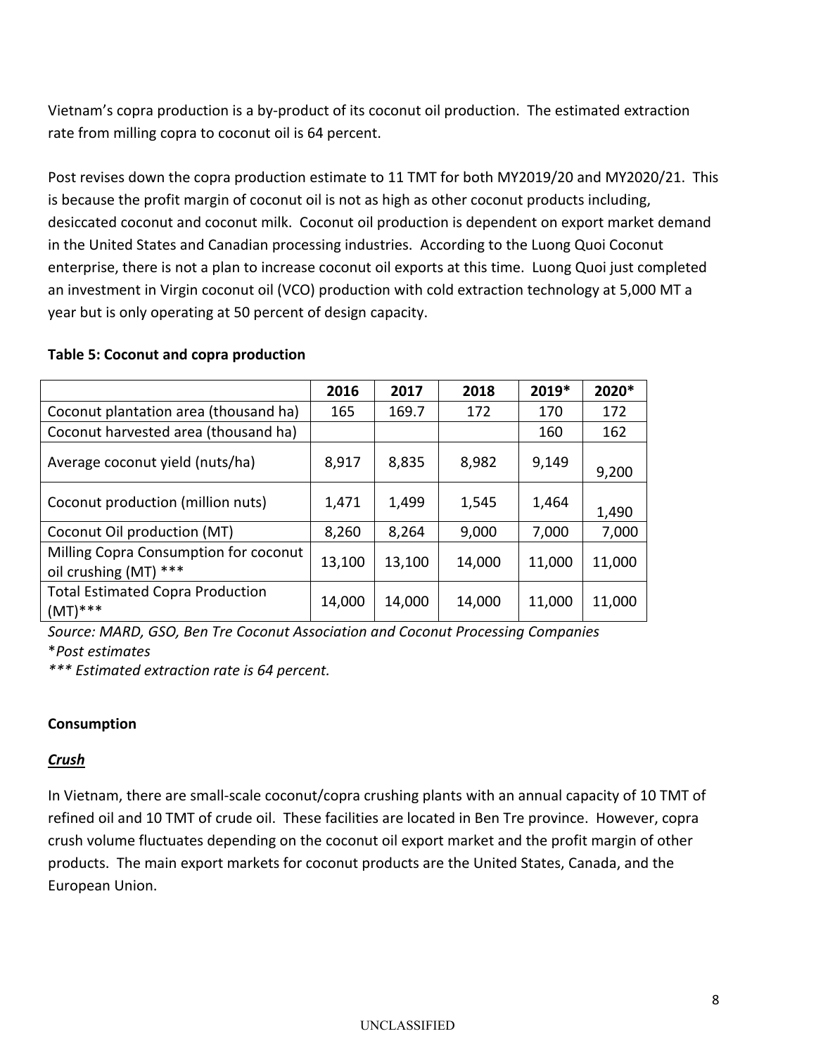Vietnam's copra production is a by-product of its coconut oil production. The estimated extraction rate from milling copra to coconut oil is 64 percent.

Post revises down the copra production estimate to 11 TMT for both MY2019/20 and MY2020/21. This is because the profit margin of coconut oil is not as high as other coconut products including, desiccated coconut and coconut milk. Coconut oil production is dependent on export market demand in the United States and Canadian processing industries. According to the Luong Quoi Coconut enterprise, there is not a plan to increase coconut oil exports at this time. Luong Quoi just completed an investment in Virgin coconut oil (VCO) production with cold extraction technology at 5,000 MT a year but is only operating at 50 percent of design capacity.

**Table 5: Coconut and copra production**

| | 2016 | 2017 | 2018 | 2019* | 2020* |
|---|---|---|---|---|---|
| Coconut plantation area (thousand ha) | 165 | 169.7 | 172 | 170 | 172 |
| Coconut harvested area (thousand ha) | | | | 160 | 162 |
| Average coconut yield (nuts/ha) | 8,917 | 8,835 | 8,982 | 9,149 | 9,200 |
| Coconut production (million nuts) | 1,471 | 1,499 | 1,545 | 1,464 | 1,490 |
| Coconut Oil production (MT) | 8,260 | 8,264 | 9,000 | 7,000 | 7,000 |
| Milling Copra Consumption for coconut oil crushing (MT) *** | 13,100 | 13,100 | 14,000 | 11,000 | 11,000 |
| Total Estimated Copra Production (MT)*** | 14,000 | 14,000 | 14,000 | 11,000 | 11,000 |

*Source: MARD, GSO, Ben Tre Coconut Association and Coconut Processing Companies*
**Post estimates*
**** Estimated extraction rate is 64 percent.*

## Consumption

### ***Crush***

In Vietnam, there are small-scale coconut/copra crushing plants with an annual capacity of 10 TMT of refined oil and 10 TMT of crude oil. These facilities are located in Ben Tre province. However, copra crush volume fluctuates depending on the coconut oil export market and the profit margin of other products. The main export markets for coconut products are the United States, Canada, and the European Union.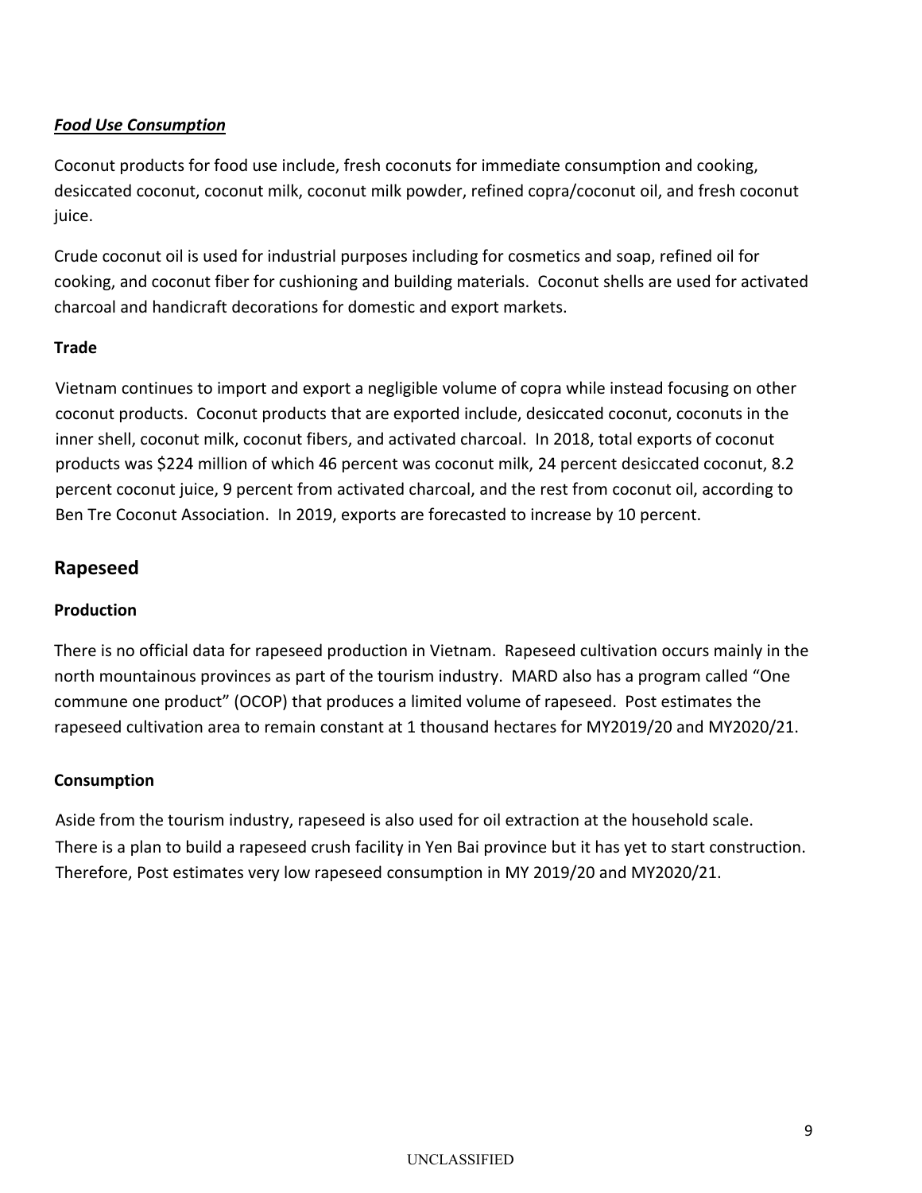***Food Use Consumption***

Coconut products for food use include, fresh coconuts for immediate consumption and cooking, desiccated coconut, coconut milk, coconut milk powder, refined copra/coconut oil, and fresh coconut juice.

Crude coconut oil is used for industrial purposes including for cosmetics and soap, refined oil for cooking, and coconut fiber for cushioning and building materials. Coconut shells are used for activated charcoal and handicraft decorations for domestic and export markets.

**Trade**

Vietnam continues to import and export a negligible volume of copra while instead focusing on other coconut products. Coconut products that are exported include, desiccated coconut, coconuts in the inner shell, coconut milk, coconut fibers, and activated charcoal. In 2018, total exports of coconut products was $224 million of which 46 percent was coconut milk, 24 percent desiccated coconut, 8.2 percent coconut juice, 9 percent from activated charcoal, and the rest from coconut oil, according to Ben Tre Coconut Association. In 2019, exports are forecasted to increase by 10 percent.

## Rapeseed

**Production**

There is no official data for rapeseed production in Vietnam. Rapeseed cultivation occurs mainly in the north mountainous provinces as part of the tourism industry. MARD also has a program called "One commune one product" (OCOP) that produces a limited volume of rapeseed. Post estimates the rapeseed cultivation area to remain constant at 1 thousand hectares for MY2019/20 and MY2020/21.

**Consumption**

Aside from the tourism industry, rapeseed is also used for oil extraction at the household scale. There is a plan to build a rapeseed crush facility in Yen Bai province but it has yet to start construction. Therefore, Post estimates very low rapeseed consumption in MY 2019/20 and MY2020/21.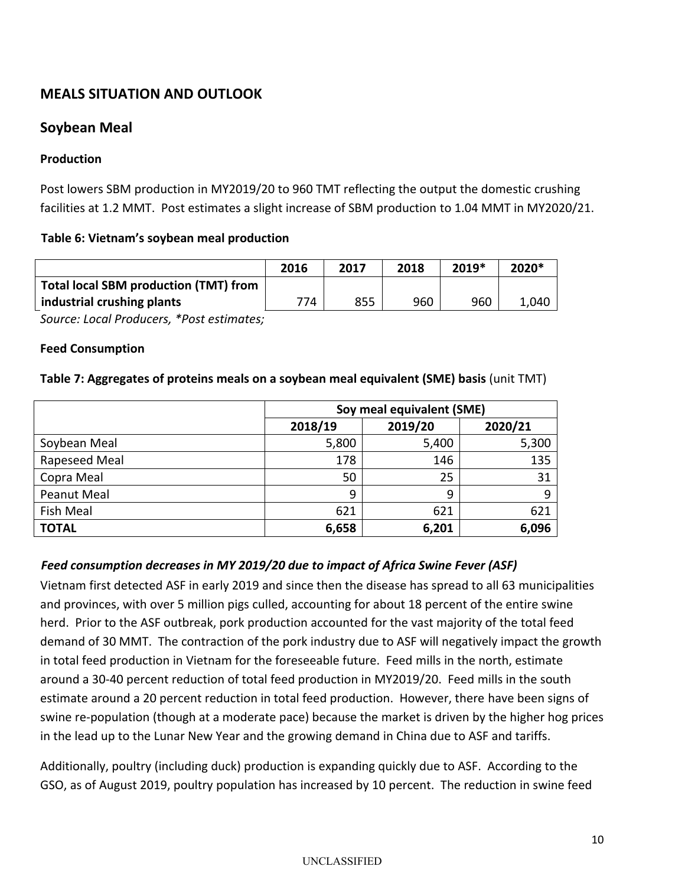## MEALS SITUATION AND OUTLOOK

### Soybean Meal

#### Production

Post lowers SBM production in MY2019/20 to 960 TMT reflecting the output the domestic crushing facilities at 1.2 MMT. Post estimates a slight increase of SBM production to 1.04 MMT in MY2020/21.

**Table 6: Vietnam's soybean meal production**

| | 2016 | 2017 | 2018 | 2019* | 2020* |
|---|---|---|---|---|---|
| **Total local SBM production (TMT) from industrial crushing plants** | 774 | 855 | 960 | 960 | 1,040 |

*Source: Local Producers, *Post estimates;*

#### Feed Consumption

**Table 7: Aggregates of proteins meals on a soybean meal equivalent (SME) basis** (unit TMT)

| | Soy meal equivalent (SME) | | |
|---|---|---|---|
| | 2018/19 | 2019/20 | 2020/21 |
| Soybean Meal | 5,800 | 5,400 | 5,300 |
| Rapeseed Meal | 178 | 146 | 135 |
| Copra Meal | 50 | 25 | 31 |
| Peanut Meal | 9 | 9 | 9 |
| Fish Meal | 621 | 621 | 621 |
| **TOTAL** | **6,658** | **6,201** | **6,096** |

***Feed consumption decreases in MY 2019/20 due to impact of Africa Swine Fever (ASF)***

Vietnam first detected ASF in early 2019 and since then the disease has spread to all 63 municipalities and provinces, with over 5 million pigs culled, accounting for about 18 percent of the entire swine herd. Prior to the ASF outbreak, pork production accounted for the vast majority of the total feed demand of 30 MMT. The contraction of the pork industry due to ASF will negatively impact the growth in total feed production in Vietnam for the foreseeable future. Feed mills in the north, estimate around a 30-40 percent reduction of total feed production in MY2019/20. Feed mills in the south estimate around a 20 percent reduction in total feed production. However, there have been signs of swine re-population (though at a moderate pace) because the market is driven by the higher hog prices in the lead up to the Lunar New Year and the growing demand in China due to ASF and tariffs.

Additionally, poultry (including duck) production is expanding quickly due to ASF. According to the GSO, as of August 2019, poultry population has increased by 10 percent. The reduction in swine feed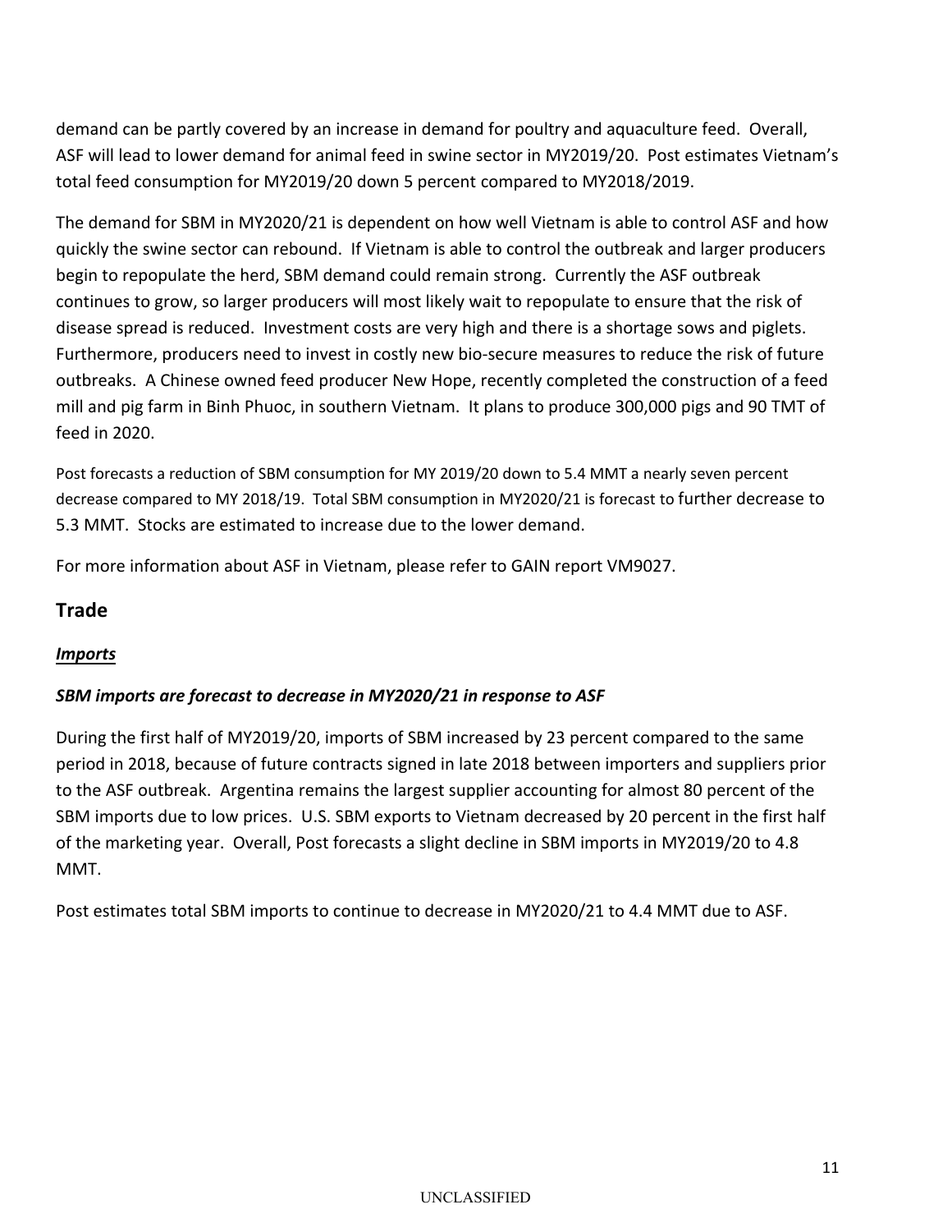demand can be partly covered by an increase in demand for poultry and aquaculture feed. Overall, ASF will lead to lower demand for animal feed in swine sector in MY2019/20. Post estimates Vietnam's total feed consumption for MY2019/20 down 5 percent compared to MY2018/2019.

The demand for SBM in MY2020/21 is dependent on how well Vietnam is able to control ASF and how quickly the swine sector can rebound. If Vietnam is able to control the outbreak and larger producers begin to repopulate the herd, SBM demand could remain strong. Currently the ASF outbreak continues to grow, so larger producers will most likely wait to repopulate to ensure that the risk of disease spread is reduced. Investment costs are very high and there is a shortage sows and piglets. Furthermore, producers need to invest in costly new bio-secure measures to reduce the risk of future outbreaks. A Chinese owned feed producer New Hope, recently completed the construction of a feed mill and pig farm in Binh Phuoc, in southern Vietnam. It plans to produce 300,000 pigs and 90 TMT of feed in 2020.

Post forecasts a reduction of SBM consumption for MY 2019/20 down to 5.4 MMT a nearly seven percent decrease compared to MY 2018/19. Total SBM consumption in MY2020/21 is forecast to further decrease to 5.3 MMT. Stocks are estimated to increase due to the lower demand.

For more information about ASF in Vietnam, please refer to GAIN report VM9027.

## Trade

### ***Imports***

***SBM imports are forecast to decrease in MY2020/21 in response to ASF***

During the first half of MY2019/20, imports of SBM increased by 23 percent compared to the same period in 2018, because of future contracts signed in late 2018 between importers and suppliers prior to the ASF outbreak. Argentina remains the largest supplier accounting for almost 80 percent of the SBM imports due to low prices. U.S. SBM exports to Vietnam decreased by 20 percent in the first half of the marketing year. Overall, Post forecasts a slight decline in SBM imports in MY2019/20 to 4.8 MMT.

Post estimates total SBM imports to continue to decrease in MY2020/21 to 4.4 MMT due to ASF.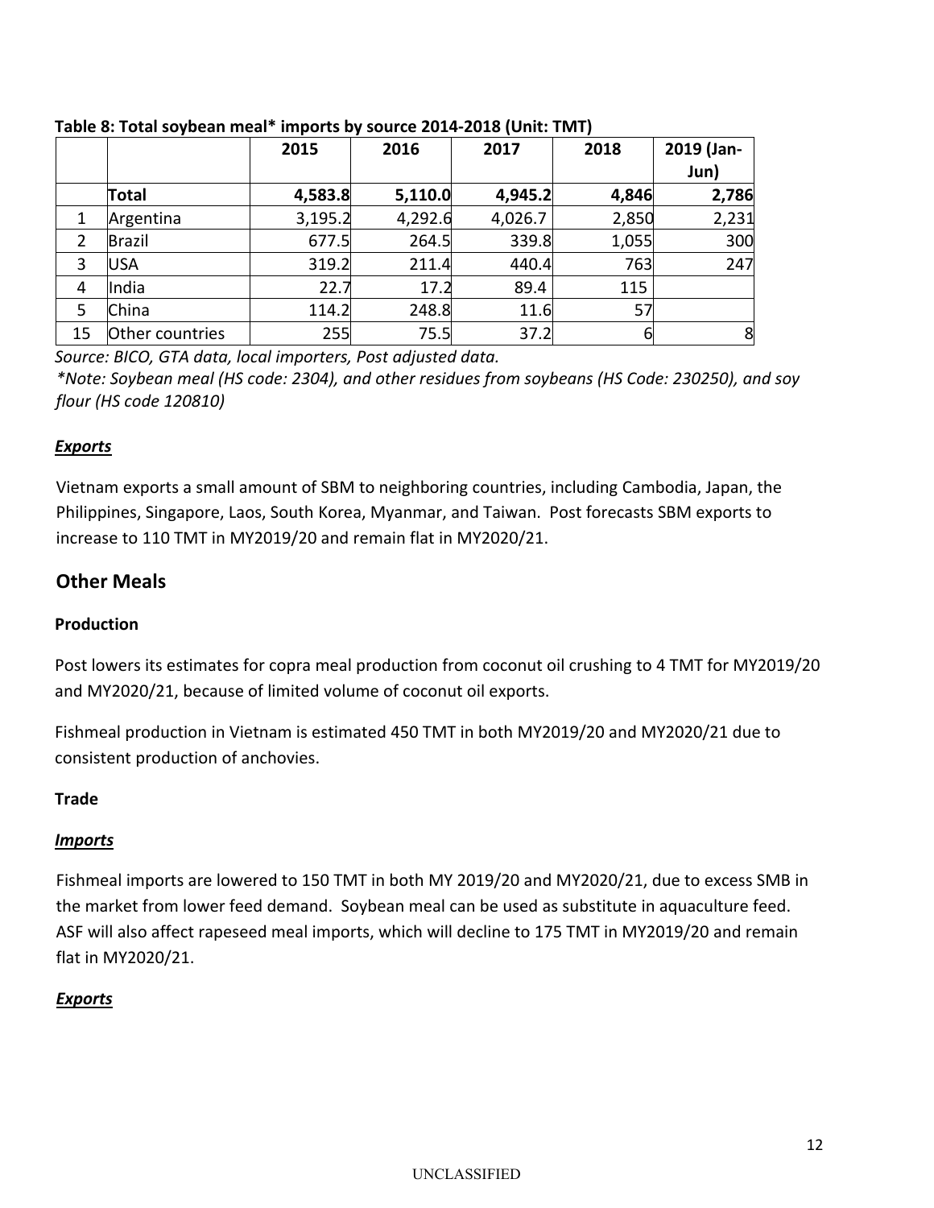**Table 8: Total soybean meal* imports by source 2014-2018 (Unit: TMT)**

| | | 2015 | 2016 | 2017 | 2018 | 2019 (Jan-Jun) |
|---|---|---|---|---|---|---|
| | **Total** | **4,583.8** | **5,110.0** | **4,945.2** | **4,846** | **2,786** |
| 1 | Argentina | 3,195.2 | 4,292.6 | 4,026.7 | 2,850 | 2,231 |
| 2 | Brazil | 677.5 | 264.5 | 339.8 | 1,055 | 300 |
| 3 | USA | 319.2 | 211.4 | 440.4 | 763 | 247 |
| 4 | India | 22.7 | 17.2 | 89.4 | 115 | |
| 5 | China | 114.2 | 248.8 | 11.6 | 57 | |
| 15 | Other countries | 255 | 75.5 | 37.2 | 6 | 8 |

*Source: BICO, GTA data, local importers, Post adjusted data.*
**Note: Soybean meal (HS code: 2304), and other residues from soybeans (HS Code: 230250), and soy flour (HS code 120810)*

***Exports***

Vietnam exports a small amount of SBM to neighboring countries, including Cambodia, Japan, the Philippines, Singapore, Laos, South Korea, Myanmar, and Taiwan. Post forecasts SBM exports to increase to 110 TMT in MY2019/20 and remain flat in MY2020/21.

## Other Meals

**Production**

Post lowers its estimates for copra meal production from coconut oil crushing to 4 TMT for MY2019/20 and MY2020/21, because of limited volume of coconut oil exports.

Fishmeal production in Vietnam is estimated 450 TMT in both MY2019/20 and MY2020/21 due to consistent production of anchovies.

**Trade**

***Imports***

Fishmeal imports are lowered to 150 TMT in both MY 2019/20 and MY2020/21, due to excess SMB in the market from lower feed demand. Soybean meal can be used as substitute in aquaculture feed. ASF will also affect rapeseed meal imports, which will decline to 175 TMT in MY2019/20 and remain flat in MY2020/21.

***Exports***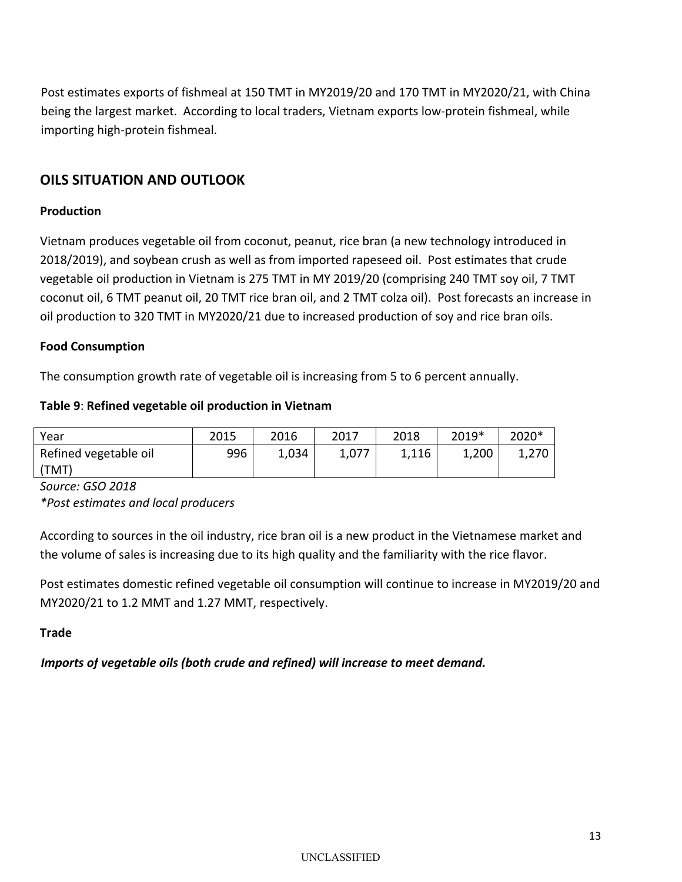Post estimates exports of fishmeal at 150 TMT in MY2019/20 and 170 TMT in MY2020/21, with China being the largest market. According to local traders, Vietnam exports low-protein fishmeal, while importing high-protein fishmeal.

## OILS SITUATION AND OUTLOOK

### Production

Vietnam produces vegetable oil from coconut, peanut, rice bran (a new technology introduced in 2018/2019), and soybean crush as well as from imported rapeseed oil. Post estimates that crude vegetable oil production in Vietnam is 275 TMT in MY 2019/20 (comprising 240 TMT soy oil, 7 TMT coconut oil, 6 TMT peanut oil, 20 TMT rice bran oil, and 2 TMT colza oil). Post forecasts an increase in oil production to 320 TMT in MY2020/21 due to increased production of soy and rice bran oils.

### Food Consumption

The consumption growth rate of vegetable oil is increasing from 5 to 6 percent annually.

**Table 9**: **Refined vegetable oil production in Vietnam**

| Year | 2015 | 2016 | 2017 | 2018 | 2019* | 2020* |
|---|---|---|---|---|---|---|
| Refined vegetable oil (TMT) | 996 | 1,034 | 1,077 | 1,116 | 1,200 | 1,270 |

*Source: GSO 2018*

*Post estimates and local producers*

According to sources in the oil industry, rice bran oil is a new product in the Vietnamese market and the volume of sales is increasing due to its high quality and the familiarity with the rice flavor.

Post estimates domestic refined vegetable oil consumption will continue to increase in MY2019/20 and MY2020/21 to 1.2 MMT and 1.27 MMT, respectively.

### Trade

***Imports of vegetable oils (both crude and refined) will increase to meet demand.***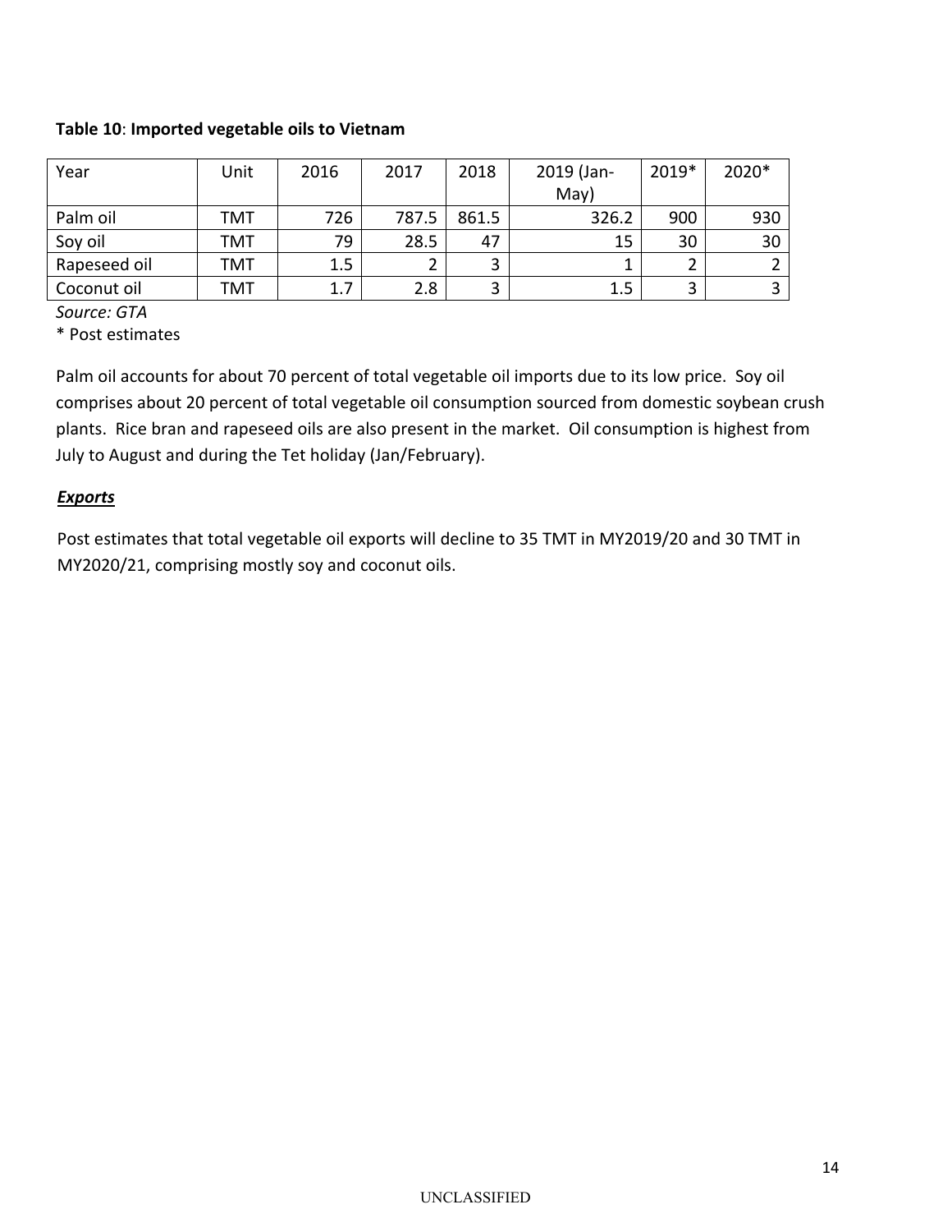**Table 10**: **Imported vegetable oils to Vietnam**

| Year | Unit | 2016 | 2017 | 2018 | 2019 (Jan-May) | 2019* | 2020* |
|---|---|---|---|---|---|---|---|
| Palm oil | TMT | 726 | 787.5 | 861.5 | 326.2 | 900 | 930 |
| Soy oil | TMT | 79 | 28.5 | 47 | 15 | 30 | 30 |
| Rapeseed oil | TMT | 1.5 | 2 | 3 | 1 | 2 | 2 |
| Coconut oil | TMT | 1.7 | 2.8 | 3 | 1.5 | 3 | 3 |

*Source: GTA*

* Post estimates

Palm oil accounts for about 70 percent of total vegetable oil imports due to its low price. Soy oil comprises about 20 percent of total vegetable oil consumption sourced from domestic soybean crush plants. Rice bran and rapeseed oils are also present in the market. Oil consumption is highest from July to August and during the Tet holiday (Jan/February).

***Exports***

Post estimates that total vegetable oil exports will decline to 35 TMT in MY2019/20 and 30 TMT in MY2020/21, comprising mostly soy and coconut oils.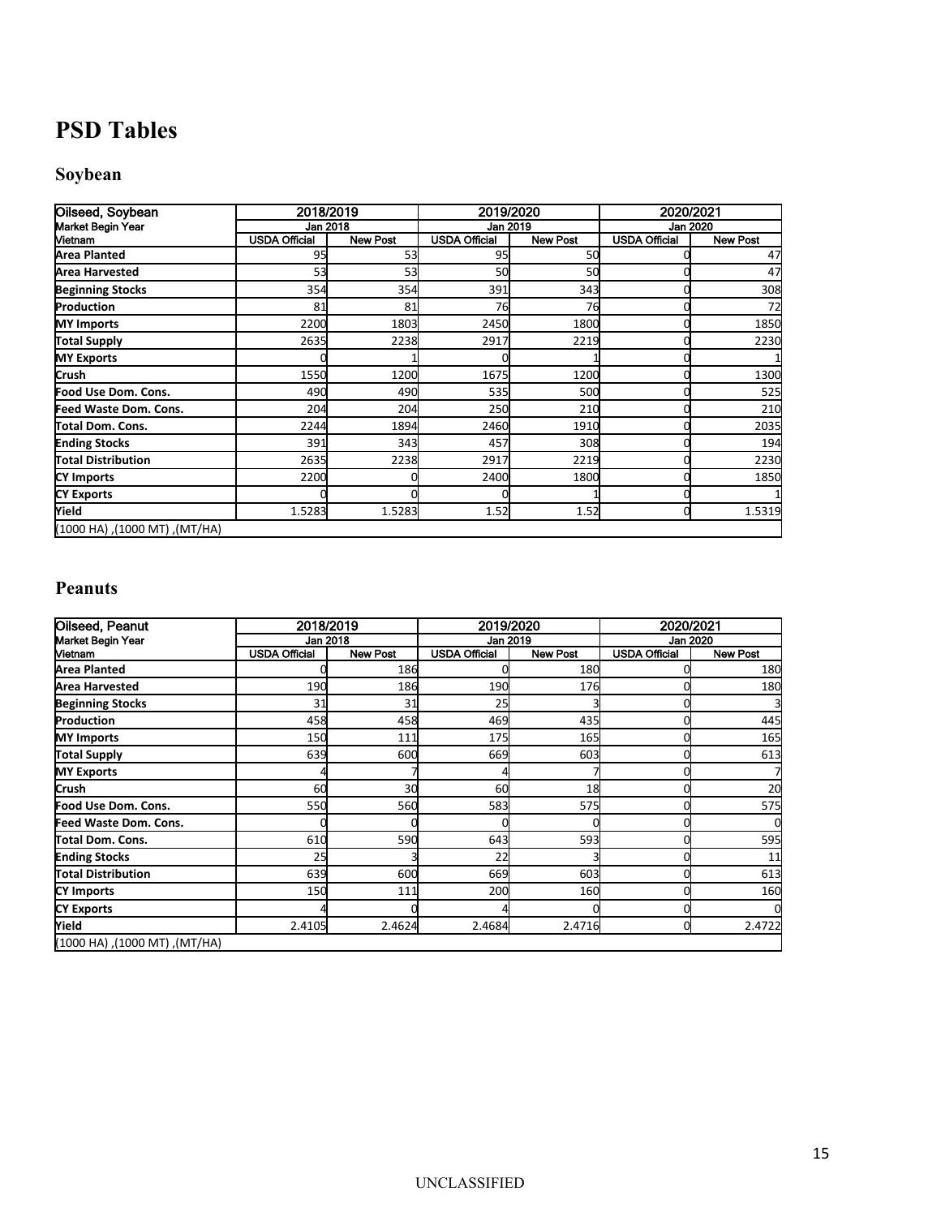# PSD Tables

## Soybean

| Oilseed, Soybean | 2018/2019 | | 2019/2020 | | 2020/2021 | |
|---|---|---|---|---|---|---|
| Market Begin Year | Jan 2018 | | Jan 2019 | | Jan 2020 | |
| Vietnam | USDA Official | New Post | USDA Official | New Post | USDA Official | New Post |
| Area Planted | 95 | 53 | 95 | 50 | 0 | 47 |
| Area Harvested | 53 | 53 | 50 | 50 | 0 | 47 |
| Beginning Stocks | 354 | 354 | 391 | 343 | 0 | 308 |
| Production | 81 | 81 | 76 | 76 | 0 | 72 |
| MY Imports | 2200 | 1803 | 2450 | 1800 | 0 | 1850 |
| Total Supply | 2635 | 2238 | 2917 | 2219 | 0 | 2230 |
| MY Exports | 0 | 1 | 0 | 1 | 0 | 1 |
| Crush | 1550 | 1200 | 1675 | 1200 | 0 | 1300 |
| Food Use Dom. Cons. | 490 | 490 | 535 | 500 | 0 | 525 |
| Feed Waste Dom. Cons. | 204 | 204 | 250 | 210 | 0 | 210 |
| Total Dom. Cons. | 2244 | 1894 | 2460 | 1910 | 0 | 2035 |
| Ending Stocks | 391 | 343 | 457 | 308 | 0 | 194 |
| Total Distribution | 2635 | 2238 | 2917 | 2219 | 0 | 2230 |
| CY Imports | 2200 | 0 | 2400 | 1800 | 0 | 1850 |
| CY Exports | 0 | 0 | 0 | 1 | 0 | 1 |
| Yield | 1.5283 | 1.5283 | 1.52 | 1.52 | 0 | 1.5319 |
| (1000 HA) ,(1000 MT) ,(MT/HA) | | | | | | |

## Peanuts

| Oilseed, Peanut | 2018/2019 | | 2019/2020 | | 2020/2021 | |
|---|---|---|---|---|---|---|
| Market Begin Year | Jan 2018 | | Jan 2019 | | Jan 2020 | |
| Vietnam | USDA Official | New Post | USDA Official | New Post | USDA Official | New Post |
| Area Planted | 0 | 186 | 0 | 180 | 0 | 180 |
| Area Harvested | 190 | 186 | 190 | 176 | 0 | 180 |
| Beginning Stocks | 31 | 31 | 25 | 3 | 0 | 3 |
| Production | 458 | 458 | 469 | 435 | 0 | 445 |
| MY Imports | 150 | 111 | 175 | 165 | 0 | 165 |
| Total Supply | 639 | 600 | 669 | 603 | 0 | 613 |
| MY Exports | 4 | 7 | 4 | 7 | 0 | 7 |
| Crush | 60 | 30 | 60 | 18 | 0 | 20 |
| Food Use Dom. Cons. | 550 | 560 | 583 | 575 | 0 | 575 |
| Feed Waste Dom. Cons. | 0 | 0 | 0 | 0 | 0 | 0 |
| Total Dom. Cons. | 610 | 590 | 643 | 593 | 0 | 595 |
| Ending Stocks | 25 | 3 | 22 | 3 | 0 | 11 |
| Total Distribution | 639 | 600 | 669 | 603 | 0 | 613 |
| CY Imports | 150 | 111 | 200 | 160 | 0 | 160 |
| CY Exports | 4 | 0 | 4 | 0 | 0 | 0 |
| Yield | 2.4105 | 2.4624 | 2.4684 | 2.4716 | 0 | 2.4722 |
| (1000 HA) ,(1000 MT) ,(MT/HA) | | | | | | |

UNCLASSIFIED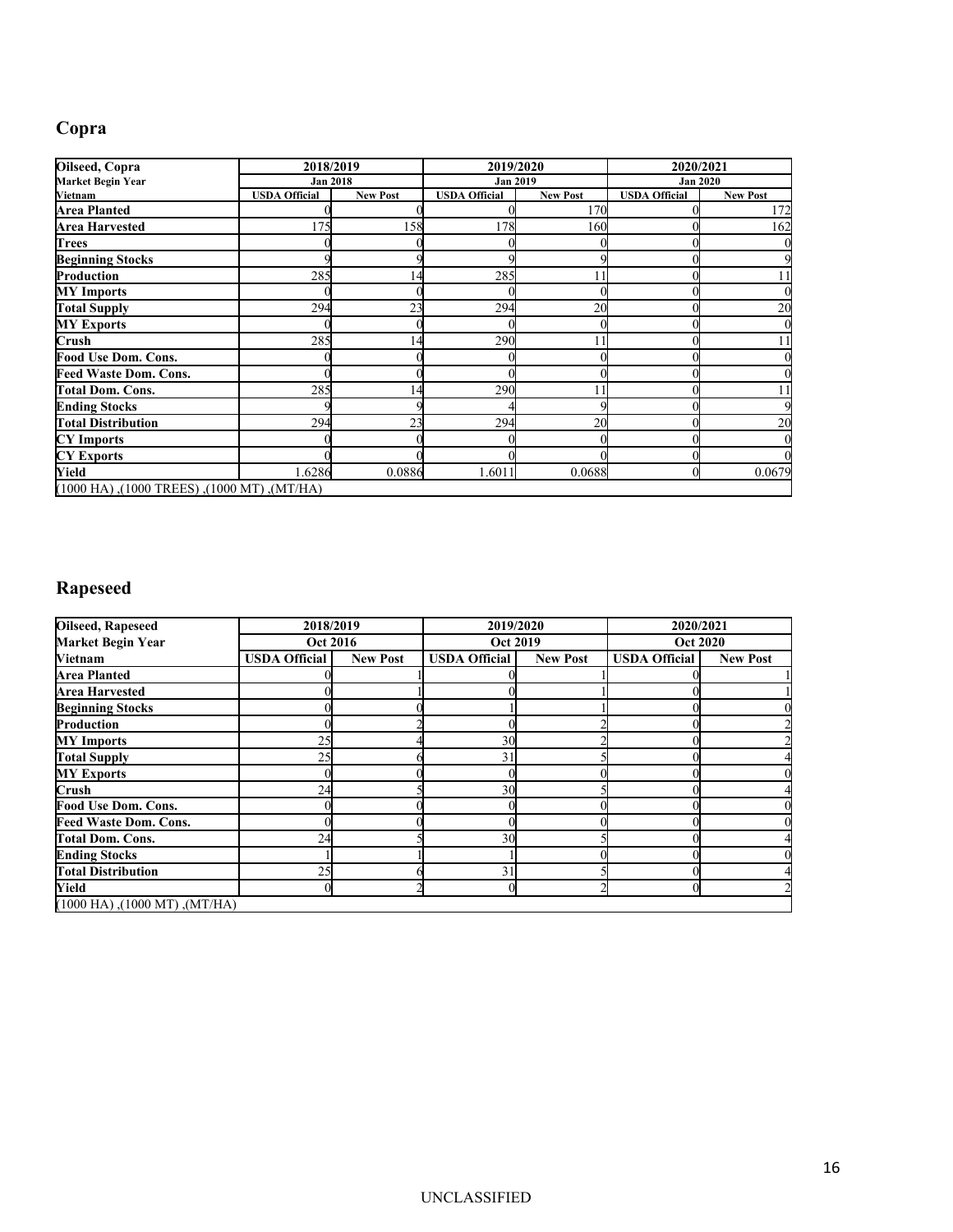## Copra

| Oilseed, Copra | 2018/2019 | | 2019/2020 | | 2020/2021 | |
|---|---|---|---|---|---|---|
| Market Begin Year | Jan 2018 | | Jan 2019 | | Jan 2020 | |
| Vietnam | USDA Official | New Post | USDA Official | New Post | USDA Official | New Post |
| Area Planted | 0 | 0 | 0 | 170 | 0 | 172 |
| Area Harvested | 175 | 158 | 178 | 160 | 0 | 162 |
| Trees | 0 | 0 | 0 | 0 | 0 | 0 |
| Beginning Stocks | 9 | 9 | 9 | 9 | 0 | 9 |
| Production | 285 | 14 | 285 | 11 | 0 | 11 |
| MY Imports | 0 | 0 | 0 | 0 | 0 | 0 |
| Total Supply | 294 | 23 | 294 | 20 | 0 | 20 |
| MY Exports | 0 | 0 | 0 | 0 | 0 | 0 |
| Crush | 285 | 14 | 290 | 11 | 0 | 11 |
| Food Use Dom. Cons. | 0 | 0 | 0 | 0 | 0 | 0 |
| Feed Waste Dom. Cons. | 0 | 0 | 0 | 0 | 0 | 0 |
| Total Dom. Cons. | 285 | 14 | 290 | 11 | 0 | 11 |
| Ending Stocks | 9 | 9 | 4 | 9 | 0 | 9 |
| Total Distribution | 294 | 23 | 294 | 20 | 0 | 20 |
| CY Imports | 0 | 0 | 0 | 0 | 0 | 0 |
| CY Exports | 0 | 0 | 0 | 0 | 0 | 0 |
| Yield | 1.6286 | 0.0886 | 1.6011 | 0.0688 | 0 | 0.0679 |
| (1000 HA) ,(1000 TREES) ,(1000 MT) ,(MT/HA) | | | | | | |

## Rapeseed

| Oilseed, Rapeseed | 2018/2019 | | 2019/2020 | | 2020/2021 | |
|---|---|---|---|---|---|---|
| Market Begin Year | Oct 2016 | | Oct 2019 | | Oct 2020 | |
| Vietnam | USDA Official | New Post | USDA Official | New Post | USDA Official | New Post |
| Area Planted | 0 | 1 | 0 | 1 | 0 | 1 |
| Area Harvested | 0 | 1 | 0 | 1 | 0 | 1 |
| Beginning Stocks | 0 | 0 | 1 | 1 | 0 | 0 |
| Production | 0 | 2 | 0 | 2 | 0 | 2 |
| MY Imports | 25 | 4 | 30 | 2 | 0 | 2 |
| Total Supply | 25 | 6 | 31 | 5 | 0 | 4 |
| MY Exports | 0 | 0 | 0 | 0 | 0 | 0 |
| Crush | 24 | 5 | 30 | 5 | 0 | 4 |
| Food Use Dom. Cons. | 0 | 0 | 0 | 0 | 0 | 0 |
| Feed Waste Dom. Cons. | 0 | 0 | 0 | 0 | 0 | 0 |
| Total Dom. Cons. | 24 | 5 | 30 | 5 | 0 | 4 |
| Ending Stocks | 1 | 1 | 1 | 0 | 0 | 0 |
| Total Distribution | 25 | 6 | 31 | 5 | 0 | 4 |
| Yield | 0 | 2 | 0 | 2 | 0 | 2 |
| (1000 HA) ,(1000 MT) ,(MT/HA) | | | | | | |

UNCLASSIFIED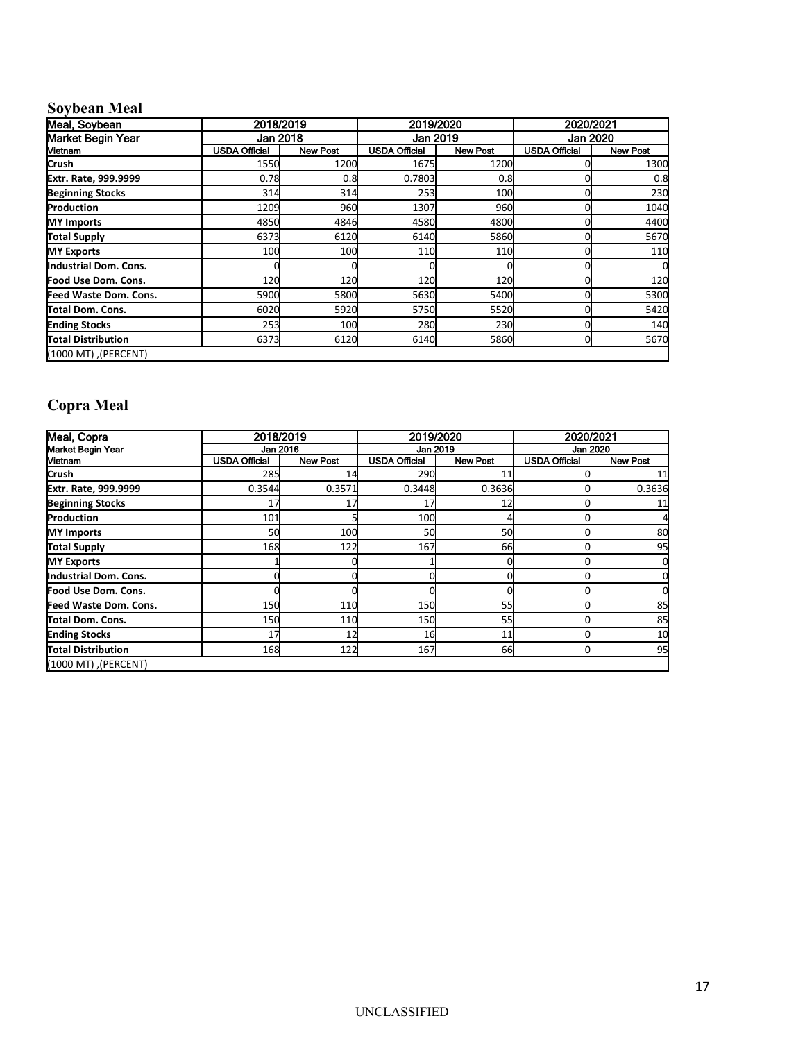## Soybean Meal

| Meal, Soybean | 2018/2019 | | 2019/2020 | | 2020/2021 | |
|---|---|---|---|---|---|---|
| Market Begin Year | Jan 2018 | | Jan 2019 | | Jan 2020 | |
| Vietnam | USDA Official | New Post | USDA Official | New Post | USDA Official | New Post |
| Crush | 1550 | 1200 | 1675 | 1200 | 0 | 1300 |
| Extr. Rate, 999.9999 | 0.78 | 0.8 | 0.7803 | 0.8 | 0 | 0.8 |
| Beginning Stocks | 314 | 314 | 253 | 100 | 0 | 230 |
| Production | 1209 | 960 | 1307 | 960 | 0 | 1040 |
| MY Imports | 4850 | 4846 | 4580 | 4800 | 0 | 4400 |
| Total Supply | 6373 | 6120 | 6140 | 5860 | 0 | 5670 |
| MY Exports | 100 | 100 | 110 | 110 | 0 | 110 |
| Industrial Dom. Cons. | 0 | 0 | 0 | 0 | 0 | 0 |
| Food Use Dom. Cons. | 120 | 120 | 120 | 120 | 0 | 120 |
| Feed Waste Dom. Cons. | 5900 | 5800 | 5630 | 5400 | 0 | 5300 |
| Total Dom. Cons. | 6020 | 5920 | 5750 | 5520 | 0 | 5420 |
| Ending Stocks | 253 | 100 | 280 | 230 | 0 | 140 |
| Total Distribution | 6373 | 6120 | 6140 | 5860 | 0 | 5670 |
| (1000 MT) ,(PERCENT) | | | | | | |

## Copra Meal

| Meal, Copra | 2018/2019 | | 2019/2020 | | 2020/2021 | |
|---|---|---|---|---|---|---|
| Market Begin Year | Jan 2016 | | Jan 2019 | | Jan 2020 | |
| Vietnam | USDA Official | New Post | USDA Official | New Post | USDA Official | New Post |
| Crush | 285 | 14 | 290 | 11 | 0 | 11 |
| Extr. Rate, 999.9999 | 0.3544 | 0.3571 | 0.3448 | 0.3636 | 0 | 0.3636 |
| Beginning Stocks | 17 | 17 | 17 | 12 | 0 | 11 |
| Production | 101 | 5 | 100 | 4 | 0 | 4 |
| MY Imports | 50 | 100 | 50 | 50 | 0 | 80 |
| Total Supply | 168 | 122 | 167 | 66 | 0 | 95 |
| MY Exports | 1 | 0 | 1 | 0 | 0 | 0 |
| Industrial Dom. Cons. | 0 | 0 | 0 | 0 | 0 | 0 |
| Food Use Dom. Cons. | 0 | 0 | 0 | 0 | 0 | 0 |
| Feed Waste Dom. Cons. | 150 | 110 | 150 | 55 | 0 | 85 |
| Total Dom. Cons. | 150 | 110 | 150 | 55 | 0 | 85 |
| Ending Stocks | 17 | 12 | 16 | 11 | 0 | 10 |
| Total Distribution | 168 | 122 | 167 | 66 | 0 | 95 |
| (1000 MT) ,(PERCENT) | | | | | | |

UNCLASSIFIED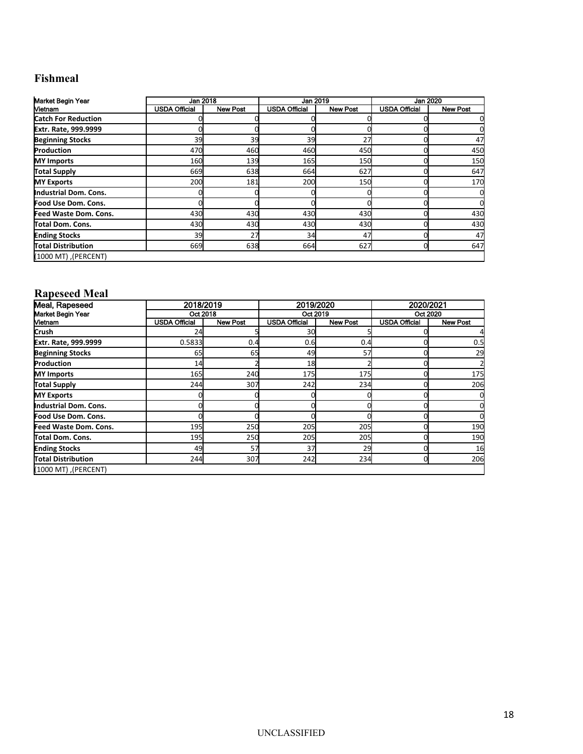## Fishmeal

| Market Begin Year | Jan 2018 | | Jan 2019 | | Jan 2020 | |
|---|---|---|---|---|---|---|
| Vietnam | USDA Official | New Post | USDA Official | New Post | USDA Official | New Post |
| Catch For Reduction | 0 | 0 | 0 | 0 | 0 | 0 |
| Extr. Rate, 999.9999 | 0 | 0 | 0 | 0 | 0 | 0 |
| Beginning Stocks | 39 | 39 | 39 | 27 | 0 | 47 |
| Production | 470 | 460 | 460 | 450 | 0 | 450 |
| MY Imports | 160 | 139 | 165 | 150 | 0 | 150 |
| Total Supply | 669 | 638 | 664 | 627 | 0 | 647 |
| MY Exports | 200 | 181 | 200 | 150 | 0 | 170 |
| Industrial Dom. Cons. | 0 | 0 | 0 | 0 | 0 | 0 |
| Food Use Dom. Cons. | 0 | 0 | 0 | 0 | 0 | 0 |
| Feed Waste Dom. Cons. | 430 | 430 | 430 | 430 | 0 | 430 |
| Total Dom. Cons. | 430 | 430 | 430 | 430 | 0 | 430 |
| Ending Stocks | 39 | 27 | 34 | 47 | 0 | 47 |
| Total Distribution | 669 | 638 | 664 | 627 | 0 | 647 |
| (1000 MT) ,(PERCENT) | | | | | | |

## Rapeseed Meal

| Meal, Rapeseed | 2018/2019 | | 2019/2020 | | 2020/2021 | |
|---|---|---|---|---|---|---|
| Market Begin Year | Oct 2018 | | Oct 2019 | | Oct 2020 | |
| Vietnam | USDA Official | New Post | USDA Official | New Post | USDA Official | New Post |
| Crush | 24 | 5 | 30 | 5 | 0 | 4 |
| Extr. Rate, 999.9999 | 0.5833 | 0.4 | 0.6 | 0.4 | 0 | 0.5 |
| Beginning Stocks | 65 | 65 | 49 | 57 | 0 | 29 |
| Production | 14 | 2 | 18 | 2 | 0 | 2 |
| MY Imports | 165 | 240 | 175 | 175 | 0 | 175 |
| Total Supply | 244 | 307 | 242 | 234 | 0 | 206 |
| MY Exports | 0 | 0 | 0 | 0 | 0 | 0 |
| Industrial Dom. Cons. | 0 | 0 | 0 | 0 | 0 | 0 |
| Food Use Dom. Cons. | 0 | 0 | 0 | 0 | 0 | 0 |
| Feed Waste Dom. Cons. | 195 | 250 | 205 | 205 | 0 | 190 |
| Total Dom. Cons. | 195 | 250 | 205 | 205 | 0 | 190 |
| Ending Stocks | 49 | 57 | 37 | 29 | 0 | 16 |
| Total Distribution | 244 | 307 | 242 | 234 | 0 | 206 |
| (1000 MT) ,(PERCENT) | | | | | | |

UNCLASSIFIED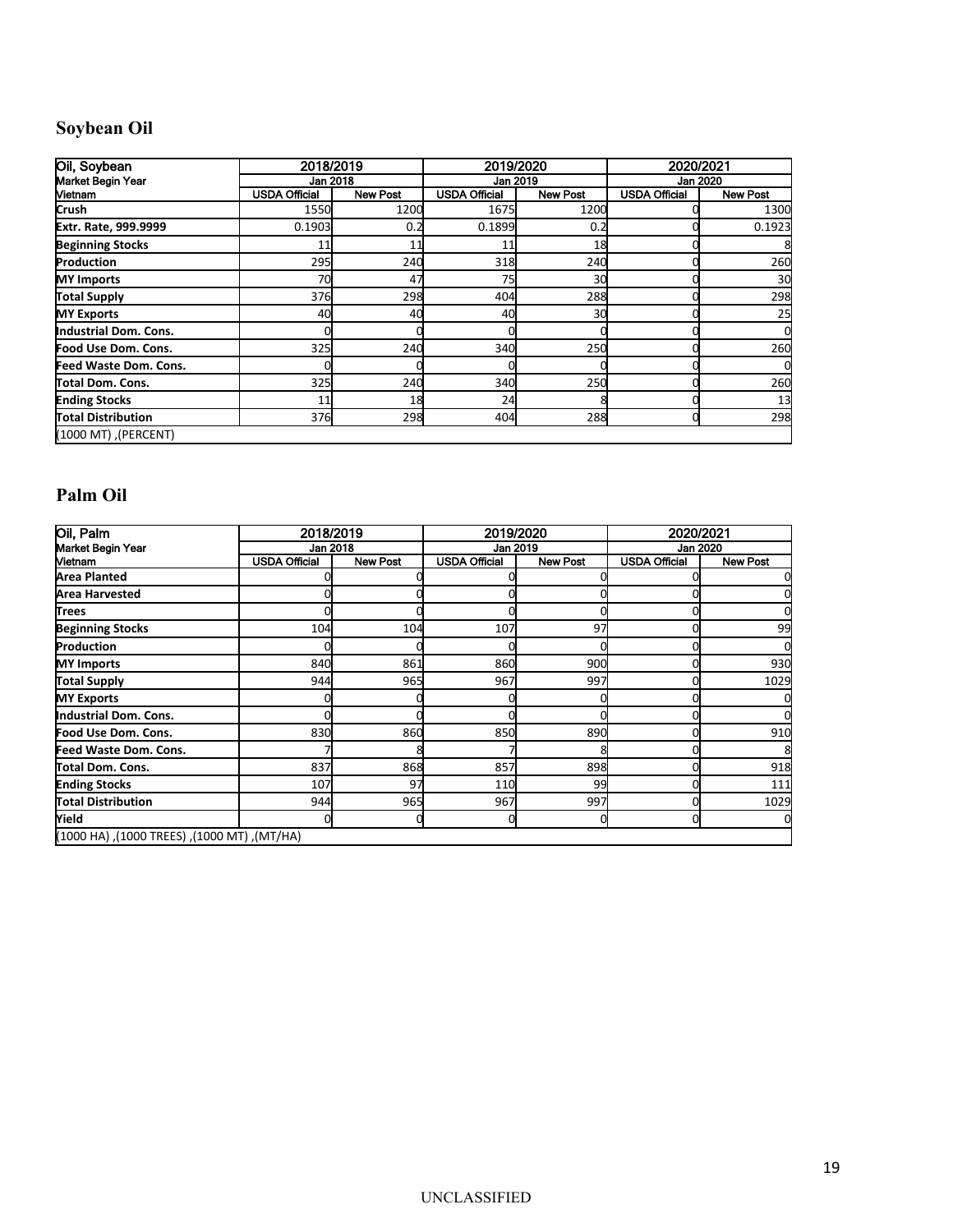## Soybean Oil

| Oil, Soybean | 2018/2019 | | 2019/2020 | | 2020/2021 | |
|---|---|---|---|---|---|---|
| Market Begin Year | Jan 2018 | | Jan 2019 | | Jan 2020 | |
| Vietnam | USDA Official | New Post | USDA Official | New Post | USDA Official | New Post |
| Crush | 1550 | 1200 | 1675 | 1200 | 0 | 1300 |
| Extr. Rate, 999.9999 | 0.1903 | 0.2 | 0.1899 | 0.2 | 0 | 0.1923 |
| Beginning Stocks | 11 | 11 | 11 | 18 | 0 | 8 |
| Production | 295 | 240 | 318 | 240 | 0 | 260 |
| MY Imports | 70 | 47 | 75 | 30 | 0 | 30 |
| Total Supply | 376 | 298 | 404 | 288 | 0 | 298 |
| MY Exports | 40 | 40 | 40 | 30 | 0 | 25 |
| Industrial Dom. Cons. | 0 | 0 | 0 | 0 | 0 | 0 |
| Food Use Dom. Cons. | 325 | 240 | 340 | 250 | 0 | 260 |
| Feed Waste Dom. Cons. | 0 | 0 | 0 | 0 | 0 | 0 |
| Total Dom. Cons. | 325 | 240 | 340 | 250 | 0 | 260 |
| Ending Stocks | 11 | 18 | 24 | 8 | 0 | 13 |
| Total Distribution | 376 | 298 | 404 | 288 | 0 | 298 |
| (1000 MT) ,(PERCENT) | | | | | | |

## Palm Oil

| Oil, Palm | 2018/2019 | | 2019/2020 | | 2020/2021 | |
|---|---|---|---|---|---|---|
| Market Begin Year | Jan 2018 | | Jan 2019 | | Jan 2020 | |
| Vietnam | USDA Official | New Post | USDA Official | New Post | USDA Official | New Post |
| Area Planted | 0 | 0 | 0 | 0 | 0 | 0 |
| Area Harvested | 0 | 0 | 0 | 0 | 0 | 0 |
| Trees | 0 | 0 | 0 | 0 | 0 | 0 |
| Beginning Stocks | 104 | 104 | 107 | 97 | 0 | 99 |
| Production | 0 | 0 | 0 | 0 | 0 | 0 |
| MY Imports | 840 | 861 | 860 | 900 | 0 | 930 |
| Total Supply | 944 | 965 | 967 | 997 | 0 | 1029 |
| MY Exports | 0 | 0 | 0 | 0 | 0 | 0 |
| Industrial Dom. Cons. | 0 | 0 | 0 | 0 | 0 | 0 |
| Food Use Dom. Cons. | 830 | 860 | 850 | 890 | 0 | 910 |
| Feed Waste Dom. Cons. | 7 | 8 | 7 | 8 | 0 | 8 |
| Total Dom. Cons. | 837 | 868 | 857 | 898 | 0 | 918 |
| Ending Stocks | 107 | 97 | 110 | 99 | 0 | 111 |
| Total Distribution | 944 | 965 | 967 | 997 | 0 | 1029 |
| Yield | 0 | 0 | 0 | 0 | 0 | 0 |
| (1000 HA) ,(1000 TREES) ,(1000 MT) ,(MT/HA) | | | | | | |

UNCLASSIFIED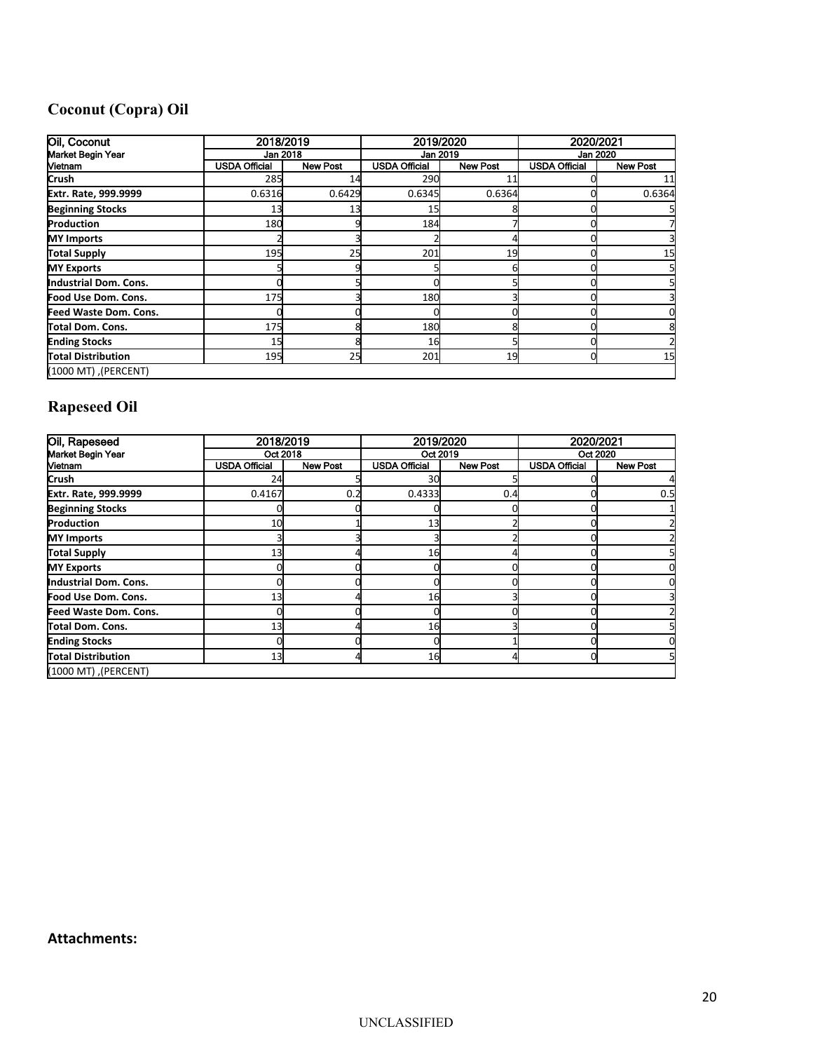## Coconut (Copra) Oil

| Oil, Coconut | 2018/2019 | | 2019/2020 | | 2020/2021 | |
|---|---|---|---|---|---|---|
| Market Begin Year | Jan 2018 | | Jan 2019 | | Jan 2020 | |
| Vietnam | USDA Official | New Post | USDA Official | New Post | USDA Official | New Post |
| Crush | 285 | 14 | 290 | 11 | 0 | 11 |
| Extr. Rate, 999.9999 | 0.6316 | 0.6429 | 0.6345 | 0.6364 | 0 | 0.6364 |
| Beginning Stocks | 13 | 13 | 15 | 8 | 0 | 5 |
| Production | 180 | 9 | 184 | 7 | 0 | 7 |
| MY Imports | 2 | 3 | 2 | 4 | 0 | 3 |
| Total Supply | 195 | 25 | 201 | 19 | 0 | 15 |
| MY Exports | 5 | 9 | 5 | 6 | 0 | 5 |
| Industrial Dom. Cons. | 0 | 5 | 0 | 5 | 0 | 5 |
| Food Use Dom. Cons. | 175 | 3 | 180 | 3 | 0 | 3 |
| Feed Waste Dom. Cons. | 0 | 0 | 0 | 0 | 0 | 0 |
| Total Dom. Cons. | 175 | 8 | 180 | 8 | 0 | 8 |
| Ending Stocks | 15 | 8 | 16 | 5 | 0 | 2 |
| Total Distribution | 195 | 25 | 201 | 19 | 0 | 15 |
| (1000 MT) ,(PERCENT) | | | | | | |

## Rapeseed Oil

| Oil, Rapeseed | 2018/2019 | | 2019/2020 | | 2020/2021 | |
|---|---|---|---|---|---|---|
| Market Begin Year | Oct 2018 | | Oct 2019 | | Oct 2020 | |
| Vietnam | USDA Official | New Post | USDA Official | New Post | USDA Official | New Post |
| Crush | 24 | 5 | 30 | 5 | 0 | 4 |
| Extr. Rate, 999.9999 | 0.4167 | 0.2 | 0.4333 | 0.4 | 0 | 0.5 |
| Beginning Stocks | 0 | 0 | 0 | 0 | 0 | 1 |
| Production | 10 | 1 | 13 | 2 | 0 | 2 |
| MY Imports | 3 | 3 | 3 | 2 | 0 | 2 |
| Total Supply | 13 | 4 | 16 | 4 | 0 | 5 |
| MY Exports | 0 | 0 | 0 | 0 | 0 | 0 |
| Industrial Dom. Cons. | 0 | 0 | 0 | 0 | 0 | 0 |
| Food Use Dom. Cons. | 13 | 4 | 16 | 3 | 0 | 3 |
| Feed Waste Dom. Cons. | 0 | 0 | 0 | 0 | 0 | 2 |
| Total Dom. Cons. | 13 | 4 | 16 | 3 | 0 | 5 |
| Ending Stocks | 0 | 0 | 0 | 1 | 0 | 0 |
| Total Distribution | 13 | 4 | 16 | 4 | 0 | 5 |
| (1000 MT) ,(PERCENT) | | | | | | |

**Attachments:**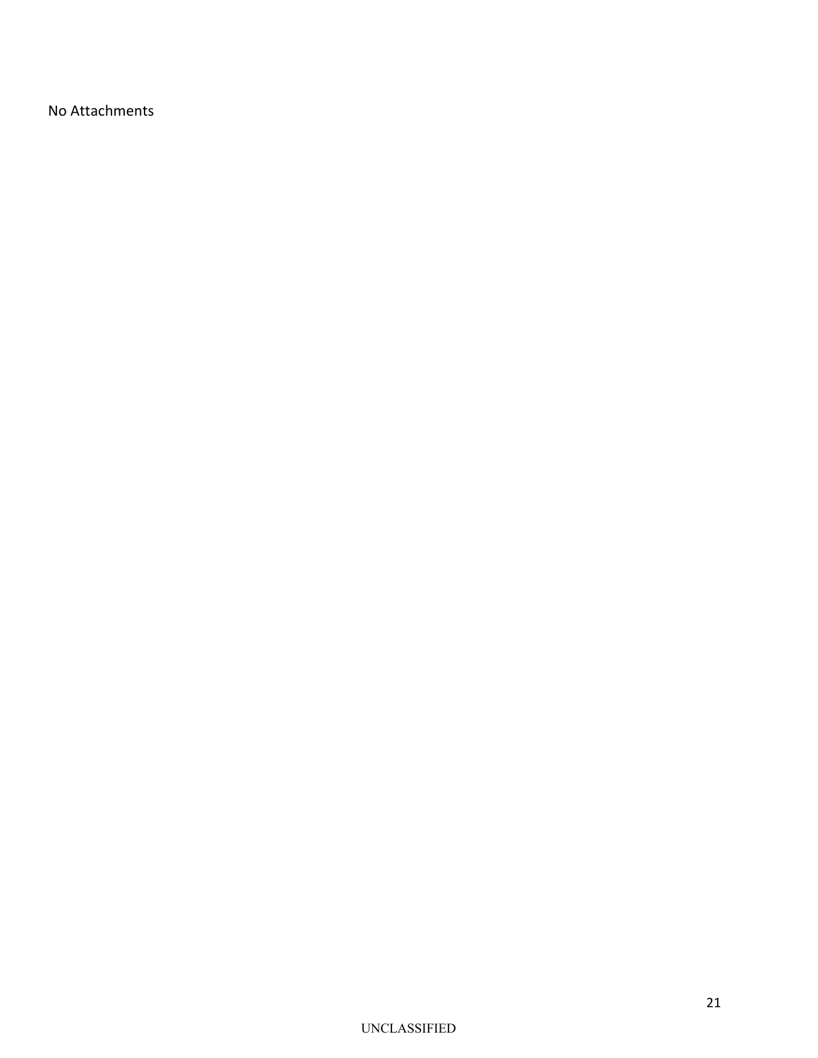No Attachments